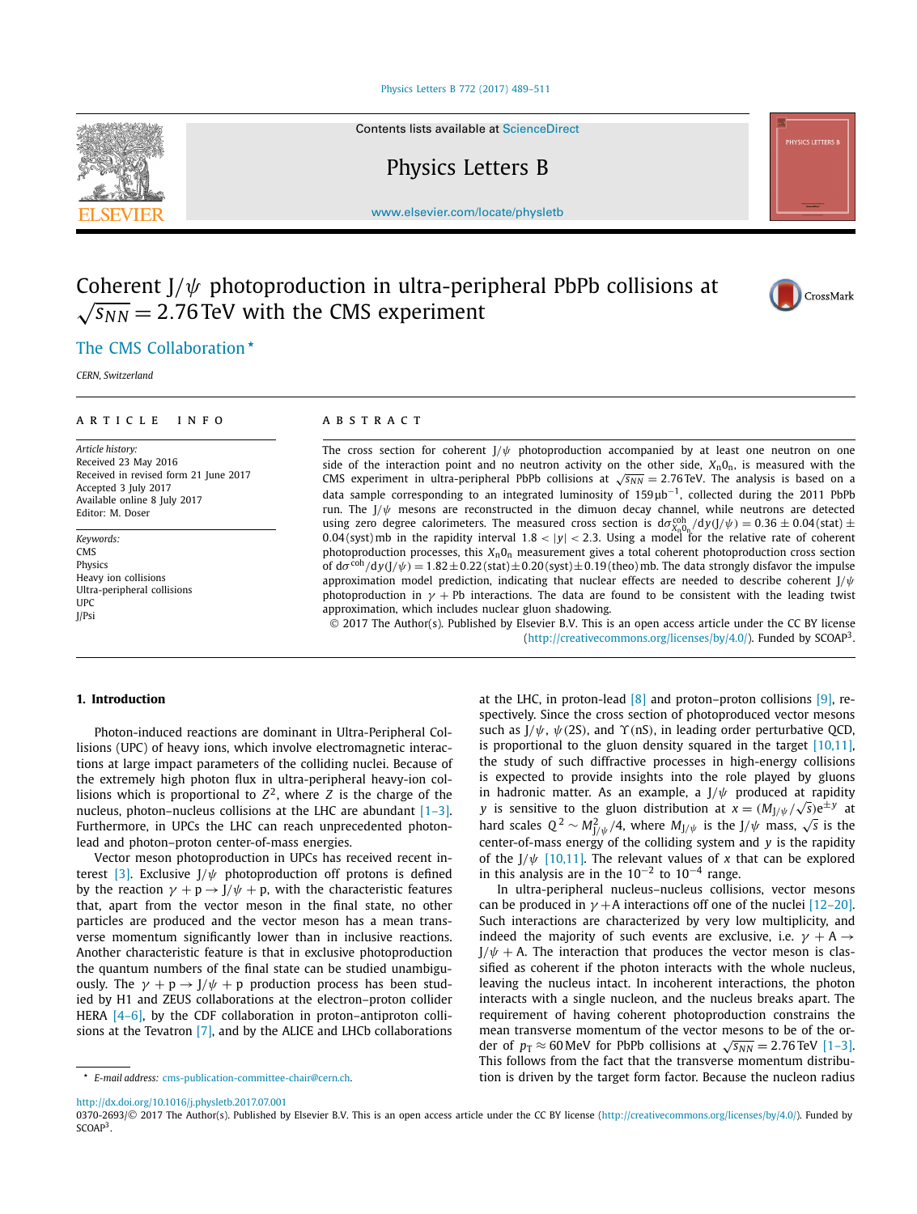# Coherent J/$\psi$ photoproduction in ultra-peripheral PbPb collisions at $\sqrt{s_{NN}} = 2.76$ TeV with the CMS experiment

The CMS Collaboration *

*CERN, Switzerland*

**ARTICLE INFO**

*Article history:*
Received 23 May 2016
Received in revised form 21 June 2017
Accepted 3 July 2017
Available online 8 July 2017
Editor: M. Doser

*Keywords:*
CMS
Physics
Heavy ion collisions
Ultra-peripheral collisions
UPC
J/Psi

**ABSTRACT**

The cross section for coherent J/$\psi$ photoproduction accompanied by at least one neutron on one side of the interaction point and no neutron activity on the other side, $X_n0_n$, is measured with the CMS experiment in ultra-peripheral PbPb collisions at $\sqrt{s_{NN}} = 2.76$ TeV. The analysis is based on a data sample corresponding to an integrated luminosity of 159 $\mu$b$^{-1}$, collected during the 2011 PbPb run. The J/$\psi$ mesons are reconstructed in the dimuon decay channel, while neutrons are detected using zero degree calorimeters. The measured cross section is $\mathrm{d}\sigma^{\mathrm{coh}}_{X_n0_n}/\mathrm{d}y(\mathrm{J}/\psi) = 0.36 \pm 0.04\,(\mathrm{stat}) \pm 0.04\,(\mathrm{syst})$ mb in the rapidity interval $1.8 < |y| < 2.3$. Using a model for the relative rate of coherent photoproduction processes, this $X_n0_n$ measurement gives a total coherent photoproduction cross section of $\mathrm{d}\sigma^{\mathrm{coh}}/\mathrm{d}y(\mathrm{J}/\psi) = 1.82 \pm 0.22\,(\mathrm{stat}) \pm 0.20\,(\mathrm{syst}) \pm 0.19\,(\mathrm{theo})$ mb. The data strongly disfavor the impulse approximation model prediction, indicating that nuclear effects are needed to describe coherent J/$\psi$ photoproduction in $\gamma + \mathrm{Pb}$ interactions. The data are found to be consistent with the leading twist approximation, which includes nuclear gluon shadowing.

© 2017 The Author(s). Published by Elsevier B.V. This is an open access article under the CC BY license (http://creativecommons.org/licenses/by/4.0/). Funded by SCOAP[3].

## 1. Introduction

Photon-induced reactions are dominant in Ultra-Peripheral Collisions (UPC) of heavy ions, which involve electromagnetic interactions at large impact parameters of the colliding nuclei. Because of the extremely high photon flux in ultra-peripheral heavy-ion collisions which is proportional to $Z^2$, where $Z$ is the charge of the nucleus, photon–nucleus collisions at the LHC are abundant [1–3]. Furthermore, in UPCs the LHC can reach unprecedented photon-lead and photon–proton center-of-mass energies.

Vector meson photoproduction in UPCs has received recent interest [3]. Exclusive J/$\psi$ photoproduction off protons is defined by the reaction $\gamma + \mathrm{p} \rightarrow \mathrm{J}/\psi + \mathrm{p}$, with the characteristic features that, apart from the vector meson in the final state, no other particles are produced and the vector meson has a mean transverse momentum significantly lower than in inclusive reactions. Another characteristic feature is that in exclusive photoproduction the quantum numbers of the final state can be studied unambiguously. The $\gamma + \mathrm{p} \rightarrow \mathrm{J}/\psi + \mathrm{p}$ production process has been studied by H1 and ZEUS collaborations at the electron–proton collider HERA [4–6], by the CDF collaboration in proton–antiproton collisions at the Tevatron [7], and by the ALICE and LHCb collaborations at the LHC, in proton-lead [8] and proton–proton collisions [9], respectively. Since the cross section of photoproduced vector mesons such as J/$\psi$, $\psi$(2S), and $\Upsilon$(nS), in leading order perturbative QCD, is proportional to the gluon density squared in the target [10,11], the study of such diffractive processes in high-energy collisions is expected to provide insights into the role played by gluons in hadronic matter. As an example, a J/$\psi$ produced at rapidity $y$ is sensitive to the gluon distribution at $x = (M_{\mathrm{J}/\psi}/\sqrt{s})e^{\pm y}$ at hard scales $Q^2 \sim M^2_{\mathrm{J}/\psi}/4$, where $M_{\mathrm{J}/\psi}$ is the J/$\psi$ mass, $\sqrt{s}$ is the center-of-mass energy of the colliding system and $y$ is the rapidity of the J/$\psi$ [10,11]. The relevant values of $x$ that can be explored in this analysis are in the $10^{-2}$ to $10^{-4}$ range.

In ultra-peripheral nucleus–nucleus collisions, vector mesons can be produced in $\gamma + \mathrm{A}$ interactions off one of the nuclei [12–20]. Such interactions are characterized by very low multiplicity, and indeed the majority of such events are exclusive, i.e. $\gamma + \mathrm{A} \rightarrow \mathrm{J}/\psi + \mathrm{A}$. The interaction that produces the vector meson is classified as coherent if the photon interacts with the whole nucleus, leaving the nucleus intact. In incoherent interactions, the photon interacts with a single nucleon, and the nucleus breaks apart. The requirement of having coherent photoproduction constrains the mean transverse momentum of the vector mesons to be of the order of $p_{\mathrm{T}} \approx 60$ MeV for PbPb collisions at $\sqrt{s_{NN}} = 2.76$ TeV [1–3]. This follows from the fact that the transverse momentum distribution is driven by the target form factor. Because the nucleon radius

---

* E-mail address: cms-publication-committee-chair@cern.ch.

http://dx.doi.org/10.1016/j.physletb.2017.07.001
0370-2693/© 2017 The Author(s). Published by Elsevier B.V. This is an open access article under the CC BY license (http://creativecommons.org/licenses/by/4.0/). Funded by SCOAP[3].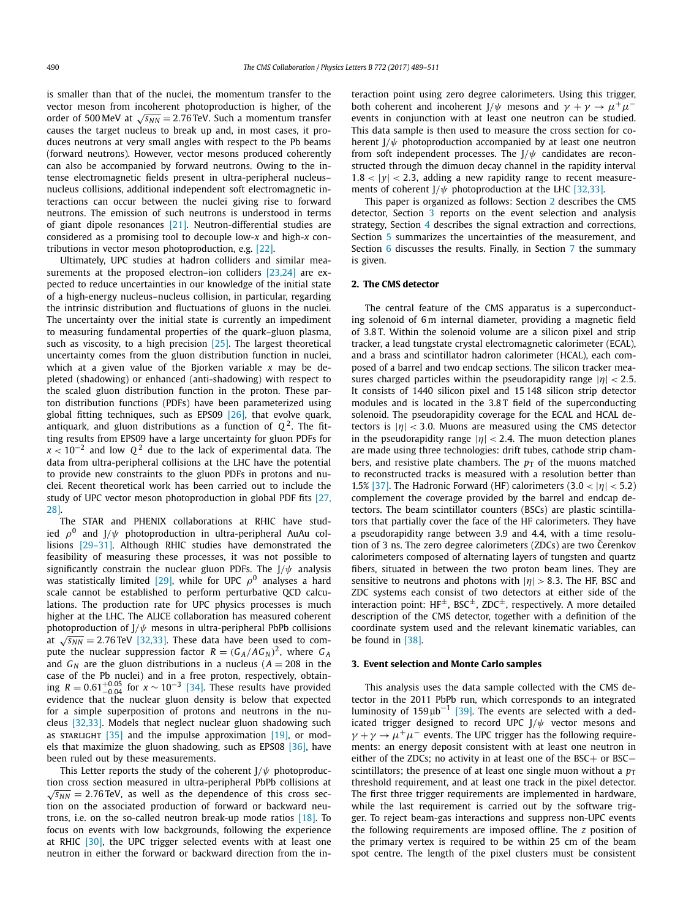is smaller than that of the nuclei, the momentum transfer to the vector meson from incoherent photoproduction is higher, of the order of 500 MeV at $\sqrt{s_{NN}} = 2.76$ TeV. Such a momentum transfer causes the target nucleus to break up and, in most cases, it produces neutrons at very small angles with respect to the Pb beams (forward neutrons). However, vector mesons produced coherently can also be accompanied by forward neutrons. Owing to the intense electromagnetic fields present in ultra-peripheral nucleus–nucleus collisions, additional independent soft electromagnetic interactions can occur between the nuclei giving rise to forward neutrons. The emission of such neutrons is understood in terms of giant dipole resonances [21]. Neutron-differential studies are considered as a promising tool to decouple low-$x$ and high-$x$ contributions in vector meson photoproduction, e.g. [22].

Ultimately, UPC studies at hadron colliders and similar measurements at the proposed electron–ion colliders [23,24] are expected to reduce uncertainties in our knowledge of the initial state of a high-energy nucleus–nucleus collision, in particular, regarding the intrinsic distribution and fluctuations of gluons in the nuclei. The uncertainty over the initial state is currently an impediment to measuring fundamental properties of the quark–gluon plasma, such as viscosity, to a high precision [25]. The largest theoretical uncertainty comes from the gluon distribution function in nuclei, which at a given value of the Bjorken variable $x$ may be depleted (shadowing) or enhanced (anti-shadowing) with respect to the scaled gluon distribution function in the proton. These parton distribution functions (PDFs) have been parameterized using global fitting techniques, such as EPS09 [26], that evolve quark, antiquark, and gluon distributions as a function of $Q^2$. The fitting results from EPS09 have a large uncertainty for gluon PDFs for $x < 10^{-2}$ and low $Q^2$ due to the lack of experimental data. The data from ultra-peripheral collisions at the LHC have the potential to provide new constraints to the gluon PDFs in protons and nuclei. Recent theoretical work has been carried out to include the study of UPC vector meson photoproduction in global PDF fits [27,28].

The STAR and PHENIX collaborations at RHIC have studied $\rho^0$ and J/$\psi$ photoproduction in ultra-peripheral AuAu collisions [29–31]. Although RHIC studies have demonstrated the feasibility of measuring these processes, it was not possible to significantly constrain the nuclear gluon PDFs. The J/$\psi$ analysis was statistically limited [29], while for UPC $\rho^0$ analyses a hard scale cannot be established to perform perturbative QCD calculations. The production rate for UPC physics processes is much higher at the LHC. The ALICE collaboration has measured coherent photoproduction of J/$\psi$ mesons in ultra-peripheral PbPb collisions at $\sqrt{s_{NN}} = 2.76$ TeV [32,33]. These data have been used to compute the nuclear suppression factor $R = (G_A/AG_N)^2$, where $G_A$ and $G_N$ are the gluon distributions in a nucleus ($A = 208$ in the case of the Pb nuclei) and in a free proton, respectively, obtaining $R = 0.61^{+0.05}_{-0.04}$ for $x \sim 10^{-3}$ [34]. These results have provided evidence that the nuclear gluon density is below that expected for a simple superposition of protons and neutrons in the nucleus [32,33]. Models that neglect nuclear gluon shadowing such as STARLIGHT [35] and the impulse approximation [19], or models that maximize the gluon shadowing, such as EPS08 [36], have been ruled out by these measurements.

This Letter reports the study of the coherent J/$\psi$ photoproduction cross section measured in ultra-peripheral PbPb collisions at $\sqrt{s_{NN}} = 2.76$ TeV, as well as the dependence of this cross section on the associated production of forward or backward neutrons, i.e. on the so-called neutron break-up mode ratios [18]. To focus on events with low backgrounds, following the experience at RHIC [30], the UPC trigger selected events with at least one neutron in either the forward or backward direction from the interaction point using zero degree calorimeters. Using this trigger, both coherent and incoherent J/$\psi$ mesons and $\gamma + \gamma \rightarrow \mu^+\mu^-$ events in conjunction with at least one neutron can be studied. This data sample is then used to measure the cross section for coherent J/$\psi$ photoproduction accompanied by at least one neutron from soft independent processes. The J/$\psi$ candidates are reconstructed through the dimuon decay channel in the rapidity interval $1.8 < |y| < 2.3$, adding a new rapidity range to recent measurements of coherent J/$\psi$ photoproduction at the LHC [32,33].

This paper is organized as follows: Section 2 describes the CMS detector, Section 3 reports on the event selection and analysis strategy, Section 4 describes the signal extraction and corrections, Section 5 summarizes the uncertainties of the measurement, and Section 6 discusses the results. Finally, in Section 7 the summary is given.

## 2. The CMS detector

The central feature of the CMS apparatus is a superconducting solenoid of 6 m internal diameter, providing a magnetic field of 3.8 T. Within the solenoid volume are a silicon pixel and strip tracker, a lead tungstate crystal electromagnetic calorimeter (ECAL), and a brass and scintillator hadron calorimeter (HCAL), each composed of a barrel and two endcap sections. The silicon tracker measures charged particles within the pseudorapidity range $|\eta| < 2.5$. It consists of 1440 silicon pixel and 15 148 silicon strip detector modules and is located in the 3.8 T field of the superconducting solenoid. The pseudorapidity coverage for the ECAL and HCAL detectors is $|\eta| < 3.0$. Muons are measured using the CMS detector in the pseudorapidity range $|\eta| < 2.4$. The muon detection planes are made using three technologies: drift tubes, cathode strip chambers, and resistive plate chambers. The $p_T$ of the muons matched to reconstructed tracks is measured with a resolution better than 1.5% [37]. The Hadronic Forward (HF) calorimeters ($3.0 < |\eta| < 5.2$) complement the coverage provided by the barrel and endcap detectors. The beam scintillator counters (BSCs) are plastic scintillators that partially cover the face of the HF calorimeters. They have a pseudorapidity range between 3.9 and 4.4, with a time resolution of 3 ns. The zero degree calorimeters (ZDCs) are two Čerenkov calorimeters composed of alternating layers of tungsten and quartz fibers, situated in between the two proton beam lines. They are sensitive to neutrons and photons with $|\eta| > 8.3$. The HF, BSC and ZDC systems each consist of two detectors at either side of the interaction point: HF$^\pm$, BSC$^\pm$, ZDC$^\pm$, respectively. A more detailed description of the CMS detector, together with a definition of the coordinate system used and the relevant kinematic variables, can be found in [38].

## 3. Event selection and Monte Carlo samples

This analysis uses the data sample collected with the CMS detector in the 2011 PbPb run, which corresponds to an integrated luminosity of 159 μb$^{-1}$ [39]. The events are selected with a dedicated trigger designed to record UPC J/$\psi$ vector mesons and $\gamma + \gamma \rightarrow \mu^+\mu^-$ events. The UPC trigger has the following requirements: an energy deposit consistent with at least one neutron in either of the ZDCs; no activity in at least one of the BSC+ or BSC− scintillators; the presence of at least one single muon without a $p_T$ threshold requirement, and at least one track in the pixel detector. The first three trigger requirements are implemented in hardware, while the last requirement is carried out by the software trigger. To reject beam-gas interactions and suppress non-UPC events the following requirements are imposed offline. The $z$ position of the primary vertex is required to be within 25 cm of the beam spot centre. The length of the pixel clusters must be consistent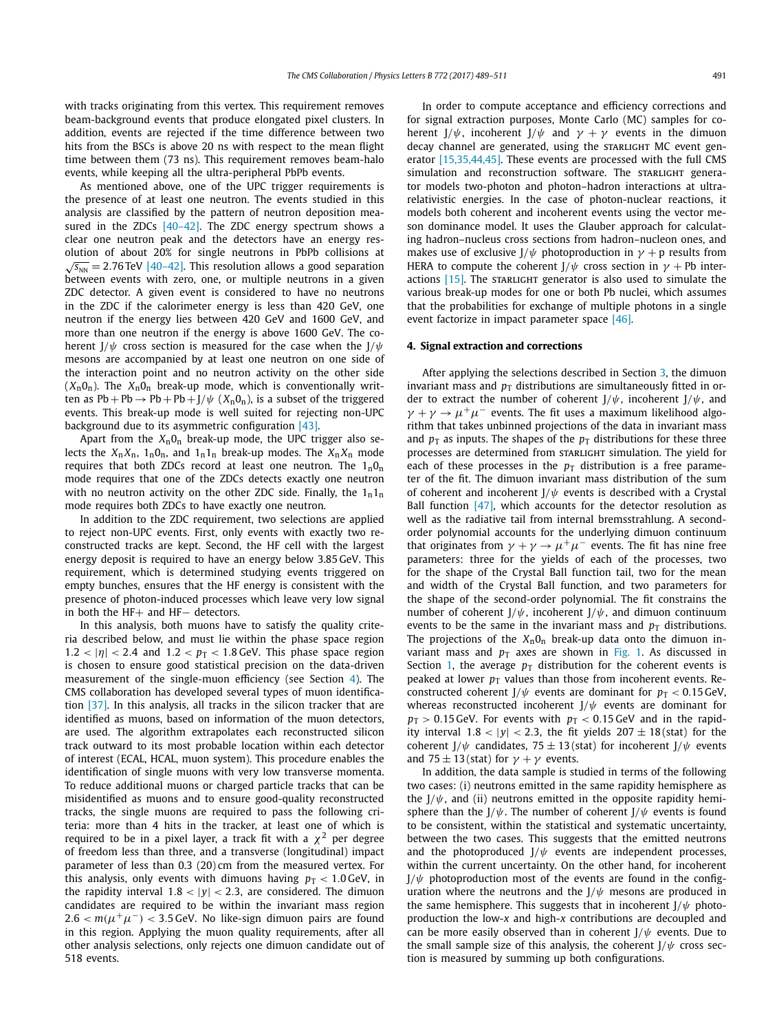with tracks originating from this vertex. This requirement removes beam-background events that produce elongated pixel clusters. In addition, events are rejected if the time difference between two hits from the BSCs is above 20 ns with respect to the mean flight time between them (73 ns). This requirement removes beam-halo events, while keeping all the ultra-peripheral PbPb events.

As mentioned above, one of the UPC trigger requirements is the presence of at least one neutron. The events studied in this analysis are classified by the pattern of neutron deposition measured in the ZDCs [40–42]. The ZDC energy spectrum shows a clear one neutron peak and the detectors have an energy resolution of about 20% for single neutrons in PbPb collisions at $\sqrt{s_{_{\mathrm{NN}}}} = 2.76\,\mathrm{TeV}$ [40–42]. This resolution allows a good separation between events with zero, one, or multiple neutrons in a given ZDC detector. A given event is considered to have no neutrons in the ZDC if the calorimeter energy is less than 420 GeV, one neutron if the energy lies between 420 GeV and 1600 GeV, and more than one neutron if the energy is above 1600 GeV. The coherent J/$\psi$ cross section is measured for the case when the J/$\psi$ mesons are accompanied by at least one neutron on one side of the interaction point and no neutron activity on the other side ($X_n0_n$). The $X_n0_n$ break-up mode, which is conventionally written as Pb + Pb → Pb + Pb + J/$\psi$ ($X_n0_n$), is a subset of the triggered events. This break-up mode is well suited for rejecting non-UPC background due to its asymmetric configuration [43].

Apart from the $X_n0_n$ break-up mode, the UPC trigger also selects the $X_nX_n$, $1_n0_n$, and $1_n1_n$ break-up modes. The $X_nX_n$ mode requires that both ZDCs record at least one neutron. The $1_n0_n$ mode requires that one of the ZDCs detects exactly one neutron with no neutron activity on the other ZDC side. Finally, the $1_n1_n$ mode requires both ZDCs to have exactly one neutron.

In addition to the ZDC requirement, two selections are applied to reject non-UPC events. First, only events with exactly two reconstructed tracks are kept. Second, the HF cell with the largest energy deposit is required to have an energy below 3.85 GeV. This requirement, which is determined studying events triggered on empty bunches, ensures that the HF energy is consistent with the presence of photon-induced processes which leave very low signal in both the HF+ and HF− detectors.

In this analysis, both muons have to satisfy the quality criteria described below, and must lie within the phase space region $1.2 < |\eta| < 2.4$ and $1.2 < p_{\mathrm{T}} < 1.8\,\mathrm{GeV}$. This phase space region is chosen to ensure good statistical precision on the data-driven measurement of the single-muon efficiency (see Section 4). The CMS collaboration has developed several types of muon identification [37]. In this analysis, all tracks in the silicon tracker that are identified as muons, based on information of the muon detectors, are used. The algorithm extrapolates each reconstructed silicon track outward to its most probable location within each detector of interest (ECAL, HCAL, muon system). This procedure enables the identification of single muons with very low transverse momenta. To reduce additional muons or charged particle tracks that can be misidentified as muons and to ensure good-quality reconstructed tracks, the single muons are required to pass the following criteria: more than 4 hits in the tracker, at least one of which is required to be in a pixel layer, a track fit with a $\chi^2$ per degree of freedom less than three, and a transverse (longitudinal) impact parameter of less than 0.3 (20) cm from the measured vertex. For this analysis, only events with dimuons having $p_{\mathrm{T}} < 1.0\,\mathrm{GeV}$, in the rapidity interval $1.8 < |y| < 2.3$, are considered. The dimuon candidates are required to be within the invariant mass region $2.6 < m(\mu^+\mu^-) < 3.5\,\mathrm{GeV}$. No like-sign dimuon pairs are found in this region. Applying the muon quality requirements, after all other analysis selections, only rejects one dimuon candidate out of 518 events.

In order to compute acceptance and efficiency corrections and for signal extraction purposes, Monte Carlo (MC) samples for coherent J/$\psi$, incoherent J/$\psi$ and $\gamma + \gamma$ events in the dimuon decay channel are generated, using the STARLIGHT MC event generator [15,35,44,45]. These events are processed with the full CMS simulation and reconstruction software. The STARLIGHT generator models two-photon and photon–hadron interactions at ultra-relativistic energies. In the case of photon-nuclear reactions, it models both coherent and incoherent events using the vector meson dominance model. It uses the Glauber approach for calculating hadron–nucleus cross sections from hadron–nucleon ones, and makes use of exclusive J/$\psi$ photoproduction in $\gamma + \mathrm{p}$ results from HERA to compute the coherent J/$\psi$ cross section in $\gamma + \mathrm{Pb}$ interactions [15]. The STARLIGHT generator is also used to simulate the various break-up modes for one or both Pb nuclei, which assumes that the probabilities for exchange of multiple photons in a single event factorize in impact parameter space [46].

## 4. Signal extraction and corrections

After applying the selections described in Section 3, the dimuon invariant mass and $p_{\mathrm{T}}$ distributions are simultaneously fitted in order to extract the number of coherent J/$\psi$, incoherent J/$\psi$, and $\gamma + \gamma \to \mu^+\mu^-$ events. The fit uses a maximum likelihood algorithm that takes unbinned projections of the data in invariant mass and $p_{\mathrm{T}}$ as inputs. The shapes of the $p_{\mathrm{T}}$ distributions for these three processes are determined from STARLIGHT simulation. The yield for each of these processes in the $p_{\mathrm{T}}$ distribution is a free parameter of the fit. The dimuon invariant mass distribution of the sum of coherent and incoherent J/$\psi$ events is described with a Crystal Ball function [47], which accounts for the detector resolution as well as the radiative tail from internal bremsstrahlung. A second-order polynomial accounts for the underlying dimuon continuum that originates from $\gamma + \gamma \to \mu^+\mu^-$ events. The fit has nine free parameters: three for the yields of each of the processes, two for the shape of the Crystal Ball function tail, two for the mean and width of the Crystal Ball function, and two parameters for the shape of the second-order polynomial. The fit constrains the number of coherent J/$\psi$, incoherent J/$\psi$, and dimuon continuum events to be the same in the invariant mass and $p_{\mathrm{T}}$ distributions. The projections of the $X_n0_n$ break-up data onto the dimuon invariant mass and $p_{\mathrm{T}}$ axes are shown in Fig. 1. As discussed in Section 1, the average $p_{\mathrm{T}}$ distribution for the coherent events is peaked at lower $p_{\mathrm{T}}$ values than those from incoherent events. Reconstructed coherent J/$\psi$ events are dominant for $p_{\mathrm{T}} < 0.15\,\mathrm{GeV}$, whereas reconstructed incoherent J/$\psi$ events are dominant for $p_{\mathrm{T}} > 0.15\,\mathrm{GeV}$. For events with $p_{\mathrm{T}} < 0.15\,\mathrm{GeV}$ and in the rapidity interval $1.8 < |y| < 2.3$, the fit yields $207 \pm 18\,(\mathrm{stat})$ for the coherent J/$\psi$ candidates, $75 \pm 13\,(\mathrm{stat})$ for incoherent J/$\psi$ events and $75 \pm 13\,(\mathrm{stat})$ for $\gamma + \gamma$ events.

In addition, the data sample is studied in terms of the following two cases: (i) neutrons emitted in the same rapidity hemisphere as the J/$\psi$, and (ii) neutrons emitted in the opposite rapidity hemisphere than the J/$\psi$. The number of coherent J/$\psi$ events is found to be consistent, within the statistical and systematic uncertainty, between the two cases. This suggests that the emitted neutrons and the photoproduced J/$\psi$ events are independent processes, within the current uncertainty. On the other hand, for incoherent J/$\psi$ photoproduction most of the events are found in the configuration where the neutrons and the J/$\psi$ mesons are produced in the same hemisphere. This suggests that in incoherent J/$\psi$ photoproduction the low-$x$ and high-$x$ contributions are decoupled and can be more easily observed than in coherent J/$\psi$ events. Due to the small sample size of this analysis, the coherent J/$\psi$ cross section is measured by summing up both configurations.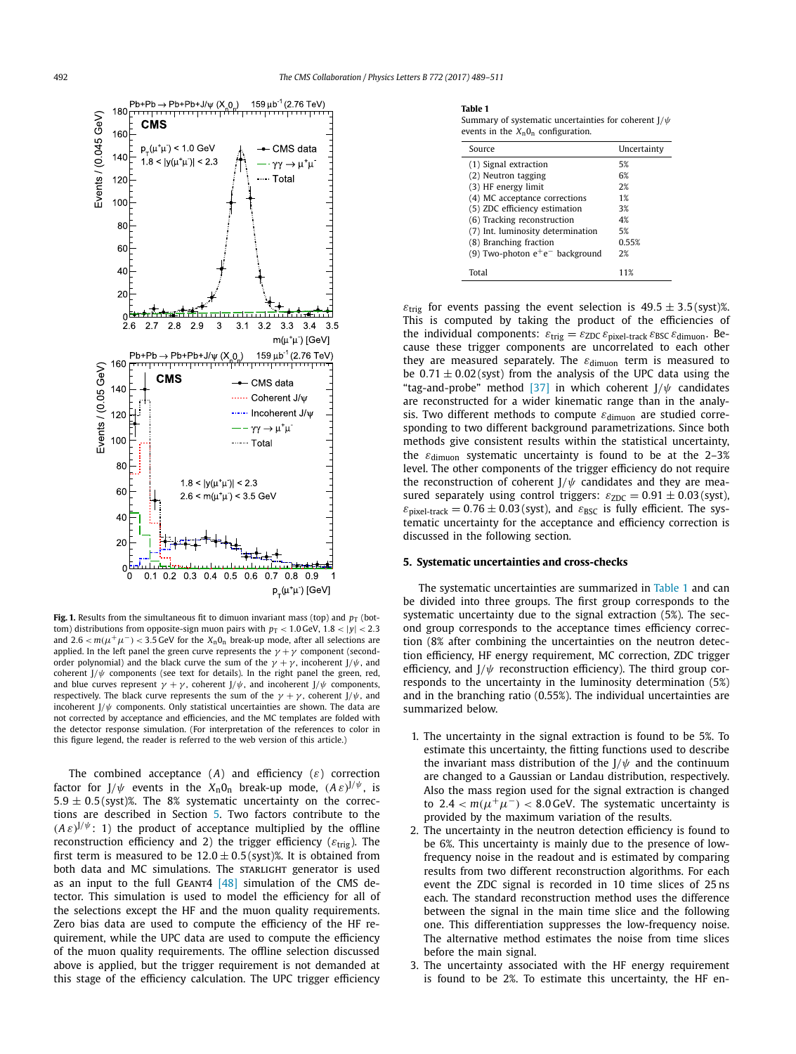**Fig. 1.** Results from the simultaneous fit to dimuon invariant mass (top) and $p_T$ (bottom) distributions from opposite-sign muon pairs with $p_T < 1.0$ GeV, $1.8 < |y| < 2.3$ and $2.6 < m(\mu^+\mu^-) < 3.5$ GeV for the $X_n0_n$ break-up mode, after all selections are applied. In the left panel the green curve represents the $\gamma + \gamma$ component (second-order polynomial) and the black curve the sum of the $\gamma + \gamma$, incoherent J/$\psi$, and coherent J/$\psi$ components (see text for details). In the right panel the green, red, and blue curves represent $\gamma + \gamma$, coherent J/$\psi$, and incoherent J/$\psi$ components, respectively. The black curve represents the sum of the $\gamma + \gamma$, coherent J/$\psi$, and incoherent J/$\psi$ components. Only statistical uncertainties are shown. The data are not corrected by acceptance and efficiencies, and the MC templates are folded with the detector response simulation. (For interpretation of the references to color in this figure legend, the reader is referred to the web version of this article.)

The combined acceptance ($A$) and efficiency ($\varepsilon$) correction factor for J/$\psi$ events in the $X_n0_n$ break-up mode, $(A\varepsilon)^{J/\psi}$, is $5.9 \pm 0.5\,(\text{syst})\%$. The 8% systematic uncertainty on the corrections are described in Section 5. Two factors contribute to the $(A\varepsilon)^{J/\psi}$: 1) the product of acceptance multiplied by the offline reconstruction efficiency and 2) the trigger efficiency ($\varepsilon_{\text{trig}}$). The first term is measured to be $12.0 \pm 0.5\,(\text{syst})\%$. It is obtained from both data and MC simulations. The STARLIGHT generator is used as an input to the full GEANT4 [48] simulation of the CMS detector. This simulation is used to model the efficiency for all of the selections except the HF and the muon quality requirements. Zero bias data are used to compute the efficiency of the HF requirement, while the UPC data are used to compute the efficiency of the muon quality requirements. The offline selection discussed above is applied, but the trigger requirement is not demanded at this stage of the efficiency calculation. The UPC trigger efficiency $\varepsilon_{\text{trig}}$ for events passing the event selection is $49.5 \pm 3.5\,(\text{syst})\%$. This is computed by taking the product of the efficiencies of the individual components: $\varepsilon_{\text{trig}} = \varepsilon_{\text{ZDC}}\,\varepsilon_{\text{pixel-track}}\,\varepsilon_{\text{BSC}}\,\varepsilon_{\text{dimuon}}$. Because these trigger components are uncorrelated to each other they are measured separately. The $\varepsilon_{\text{dimuon}}$ term is measured to be $0.71 \pm 0.02\,(\text{syst})$ from the analysis of the UPC data using the "tag-and-probe" method [37] in which coherent J/$\psi$ candidates are reconstructed for a wider kinematic range than in the analysis. Two different methods to compute $\varepsilon_{\text{dimuon}}$ are studied corresponding to two different background parametrizations. Since both methods give consistent results within the statistical uncertainty, the $\varepsilon_{\text{dimuon}}$ systematic uncertainty is found to be at the 2–3% level. The other components of the trigger efficiency do not require the reconstruction of coherent J/$\psi$ candidates and they are measured separately using control triggers: $\varepsilon_{\text{ZDC}} = 0.91 \pm 0.03\,(\text{syst})$, $\varepsilon_{\text{pixel-track}} = 0.76 \pm 0.03\,(\text{syst})$, and $\varepsilon_{\text{BSC}}$ is fully efficient. The systematic uncertainty for the acceptance and efficiency correction is discussed in the following section.

**Table 1**
Summary of systematic uncertainties for coherent J/$\psi$ events in the $X_n0_n$ configuration.

| Source | Uncertainty |
|---|---|
| (1) Signal extraction | 5% |
| (2) Neutron tagging | 6% |
| (3) HF energy limit | 2% |
| (4) MC acceptance corrections | 1% |
| (5) ZDC efficiency estimation | 3% |
| (6) Tracking reconstruction | 4% |
| (7) Int. luminosity determination | 5% |
| (8) Branching fraction | 0.55% |
| (9) Two-photon $e^+e^-$ background | 2% |
| Total | 11% |

## 5. Systematic uncertainties and cross-checks

The systematic uncertainties are summarized in Table 1 and can be divided into three groups. The first group corresponds to the systematic uncertainty due to the signal extraction (5%). The second group corresponds to the acceptance times efficiency correction (8% after combining the uncertainties on the neutron detection efficiency, HF energy requirement, MC correction, ZDC trigger efficiency, and J/$\psi$ reconstruction efficiency). The third group corresponds to the uncertainty in the luminosity determination (5%) and in the branching ratio (0.55%). The individual uncertainties are summarized below.

1. The uncertainty in the signal extraction is found to be 5%. To estimate this uncertainty, the fitting functions used to describe the invariant mass distribution of the J/$\psi$ and the continuum are changed to a Gaussian or Landau distribution, respectively. Also the mass region used for the signal extraction is changed to $2.4 < m(\mu^+\mu^-) < 8.0$ GeV. The systematic uncertainty is provided by the maximum variation of the results.
2. The uncertainty in the neutron detection efficiency is found to be 6%. This uncertainty is mainly due to the presence of low-frequency noise in the readout and is estimated by comparing results from two different reconstruction algorithms. For each event the ZDC signal is recorded in 10 time slices of 25 ns each. The standard reconstruction method uses the difference between the signal in the main time slice and the following one. This differentiation suppresses the low-frequency noise. The alternative method estimates the noise from time slices before the main signal.
3. The uncertainty associated with the HF energy requirement is found to be 2%. To estimate this uncertainty, the HF en-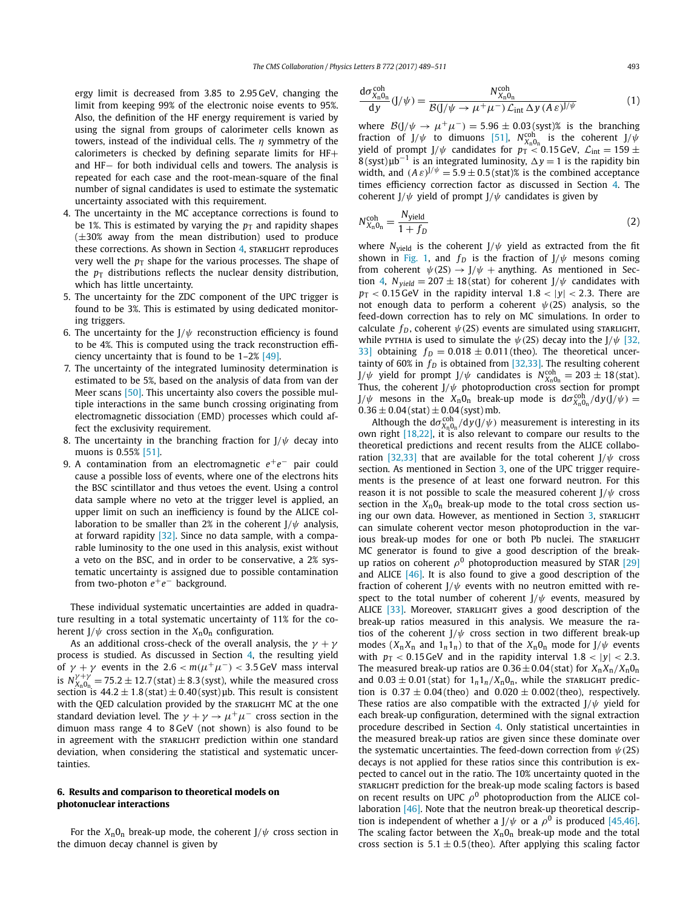ergy limit is decreased from 3.85 to 2.95 GeV, changing the limit from keeping 99% of the electronic noise events to 95%. Also, the definition of the HF energy requirement is varied by using the signal from groups of calorimeter cells known as towers, instead of the individual cells. The $\eta$ symmetry of the calorimeters is checked by defining separate limits for HF+ and HF− for both individual cells and towers. The analysis is repeated for each case and the root-mean-square of the final number of signal candidates is used to estimate the systematic uncertainty associated with this requirement.

4. The uncertainty in the MC acceptance corrections is found to be 1%. This is estimated by varying the $p_T$ and rapidity shapes ($\pm 30\%$ away from the mean distribution) used to produce these corrections. As shown in Section 4, STARLIGHT reproduces very well the $p_T$ shape for the various processes. The shape of the $p_T$ distributions reflects the nuclear density distribution, which has little uncertainty.
5. The uncertainty for the ZDC component of the UPC trigger is found to be 3%. This is estimated by using dedicated monitoring triggers.
6. The uncertainty for the J/$\psi$ reconstruction efficiency is found to be 4%. This is computed using the track reconstruction efficiency uncertainty that is found to be 1–2% [49].
7. The uncertainty of the integrated luminosity determination is estimated to be 5%, based on the analysis of data from van der Meer scans [50]. This uncertainty also covers the possible multiple interactions in the same bunch crossing originating from electromagnetic dissociation (EMD) processes which could affect the exclusivity requirement.
8. The uncertainty in the branching fraction for J/$\psi$ decay into muons is 0.55% [51].
9. A contamination from an electromagnetic $e^+e^-$ pair could cause a possible loss of events, where one of the electrons hits the BSC scintillator and thus vetoes the event. Using a control data sample where no veto at the trigger level is applied, an upper limit on such an inefficiency is found by the ALICE collaboration to be smaller than 2% in the coherent J/$\psi$ analysis, at forward rapidity [32]. Since no data sample, with a comparable luminosity to the one used in this analysis, exist without a veto on the BSC, and in order to be conservative, a 2% systematic uncertainty is assigned due to possible contamination from two-photon $e^+e^-$ background.

These individual systematic uncertainties are added in quadrature resulting in a total systematic uncertainty of 11% for the coherent J/$\psi$ cross section in the $X_n0_n$ configuration.

As an additional cross-check of the overall analysis, the $\gamma+\gamma$ process is studied. As discussed in Section 4, the resulting yield of $\gamma+\gamma$ events in the $2.6 < m(\mu^+\mu^-) < 3.5$ GeV mass interval is $N^{\gamma+\gamma}_{X_n0_n} = 75.2 \pm 12.7\,(\text{stat}) \pm 8.3\,(\text{syst})$, while the measured cross section is $44.2 \pm 1.8\,(\text{stat}) \pm 0.40\,(\text{syst})\,\mu\text{b}$. This result is consistent with the QED calculation provided by the STARLIGHT MC at the one standard deviation level. The $\gamma+\gamma \to \mu^+\mu^-$ cross section in the dimuon mass range 4 to 8 GeV (not shown) is also found to be in agreement with the STARLIGHT prediction within one standard deviation, when considering the statistical and systematic uncertainties.

## 6. Results and comparison to theoretical models on photonuclear interactions

For the $X_n0_n$ break-up mode, the coherent J/$\psi$ cross section in the dimuon decay channel is given by

$$\frac{d\sigma^{\text{coh}}_{X_n0_n}}{dy}(\text{J}/\psi) = \frac{N^{\text{coh}}_{X_n0_n}}{\mathcal{B}(\text{J}/\psi \to \mu^+\mu^-)\,\mathcal{L}_{\text{int}}\,\Delta y\,(A\,\varepsilon)^{\text{J}/\psi}} \tag{1}$$

where $\mathcal{B}(\text{J}/\psi \to \mu^+\mu^-) = 5.96 \pm 0.03\,(\text{syst})\%$ is the branching fraction of J/$\psi$ to dimuons [51], $N^{\text{coh}}_{X_n0_n}$ is the coherent J/$\psi$ yield of prompt J/$\psi$ candidates for $p_T < 0.15$ GeV, $\mathcal{L}_{\text{int}} = 159 \pm 8\,(\text{syst})\,\mu\text{b}^{-1}$ is an integrated luminosity, $\Delta y = 1$ is the rapidity bin width, and $(A\,\varepsilon)^{\text{J}/\psi} = 5.9 \pm 0.5\,(\text{stat})\%$ is the combined acceptance times efficiency correction factor as discussed in Section 4. The coherent J/$\psi$ yield of prompt J/$\psi$ candidates is given by

$$N^{\text{coh}}_{X_n0_n} = \frac{N_{\text{yield}}}{1+f_D} \tag{2}$$

where $N_{\text{yield}}$ is the coherent J/$\psi$ yield as extracted from the fit shown in Fig. 1, and $f_D$ is the fraction of J/$\psi$ mesons coming from coherent $\psi(2S) \to \text{J}/\psi + \text{anything}$. As mentioned in Section 4, $N_{yield} = 207 \pm 18\,(\text{stat})$ for coherent J/$\psi$ candidates with $p_T < 0.15$ GeV in the rapidity interval $1.8 < |y| < 2.3$. There are not enough data to perform a coherent $\psi(2S)$ analysis, so the feed-down correction has to rely on MC simulations. In order to calculate $f_D$, coherent $\psi(2S)$ events are simulated using STARLIGHT, while PYTHIA is used to simulate the $\psi(2S)$ decay into the J/$\psi$ [32,33] obtaining $f_D = 0.018 \pm 0.011\,(\text{theo})$. The theoretical uncertainty of 60% in $f_D$ is obtained from [32,33]. The resulting coherent J/$\psi$ yield for prompt J/$\psi$ candidates is $N^{\text{coh}}_{X_n0_n} = 203 \pm 18\,(\text{stat})$. Thus, the coherent J/$\psi$ photoproduction cross section for prompt J/$\psi$ mesons in the $X_n0_n$ break-up mode is $d\sigma^{\text{coh}}_{X_n0_n}/dy(\text{J}/\psi) = 0.36 \pm 0.04\,(\text{stat}) \pm 0.04\,(\text{syst})\,\text{mb}$.

Although the $d\sigma^{\text{coh}}_{X_n0_n}/dy(\text{J}/\psi)$ measurement is interesting in its own right [18,22], it is also relevant to compare our results to the theoretical predictions and recent results from the ALICE collaboration [32,33] that are available for the total coherent J/$\psi$ cross section. As mentioned in Section 3, one of the UPC trigger requirements is the presence of at least one forward neutron. For this reason it is not possible to scale the measured coherent J/$\psi$ cross section in the $X_n0_n$ break-up mode to the total cross section using our own data. However, as mentioned in Section 3, STARLIGHT can simulate coherent vector meson photoproduction in the various break-up modes for one or both Pb nuclei. The STARLIGHT MC generator is found to give a good description of the break-up ratios on coherent $\rho^0$ photoproduction measured by STAR [29] and ALICE [46]. It is also found to give a good description of the fraction of coherent J/$\psi$ events with no neutron emitted with respect to the total number of coherent J/$\psi$ events, measured by ALICE [33]. Moreover, STARLIGHT gives a good description of the break-up ratios measured in this analysis. We measure the ratios of the coherent J/$\psi$ cross section in two different break-up modes ($X_nX_n$ and $1_n1_n$) to that of the $X_n0_n$ mode for J/$\psi$ events with $p_T < 0.15$ GeV and in the rapidity interval $1.8 < |y| < 2.3$. The measured break-up ratios are $0.36 \pm 0.04\,(\text{stat})$ for $X_nX_n/X_n0_n$ and $0.03 \pm 0.01\,(\text{stat})$ for $1_n1_n/X_n0_n$, while the STARLIGHT prediction is $0.37 \pm 0.04\,(\text{theo})$ and $0.020 \pm 0.002\,(\text{theo})$, respectively. These ratios are also compatible with the extracted J/$\psi$ yield for each break-up configuration, determined with the signal extraction procedure described in Section 4. Only statistical uncertainties in the measured break-up ratios are given since these dominate over the systematic uncertainties. The feed-down correction from $\psi(2S)$ decays is not applied for these ratios since this contribution is expected to cancel out in the ratio. The 10% uncertainty quoted in the STARLIGHT prediction for the break-up mode scaling factors is based on recent results on UPC $\rho^0$ photoproduction from the ALICE collaboration [46]. Note that the neutron break-up theoretical description is independent of whether a J/$\psi$ or a $\rho^0$ is produced [45,46]. The scaling factor between the $X_n0_n$ break-up mode and the total cross section is $5.1 \pm 0.5\,(\text{theo})$. After applying this scaling factor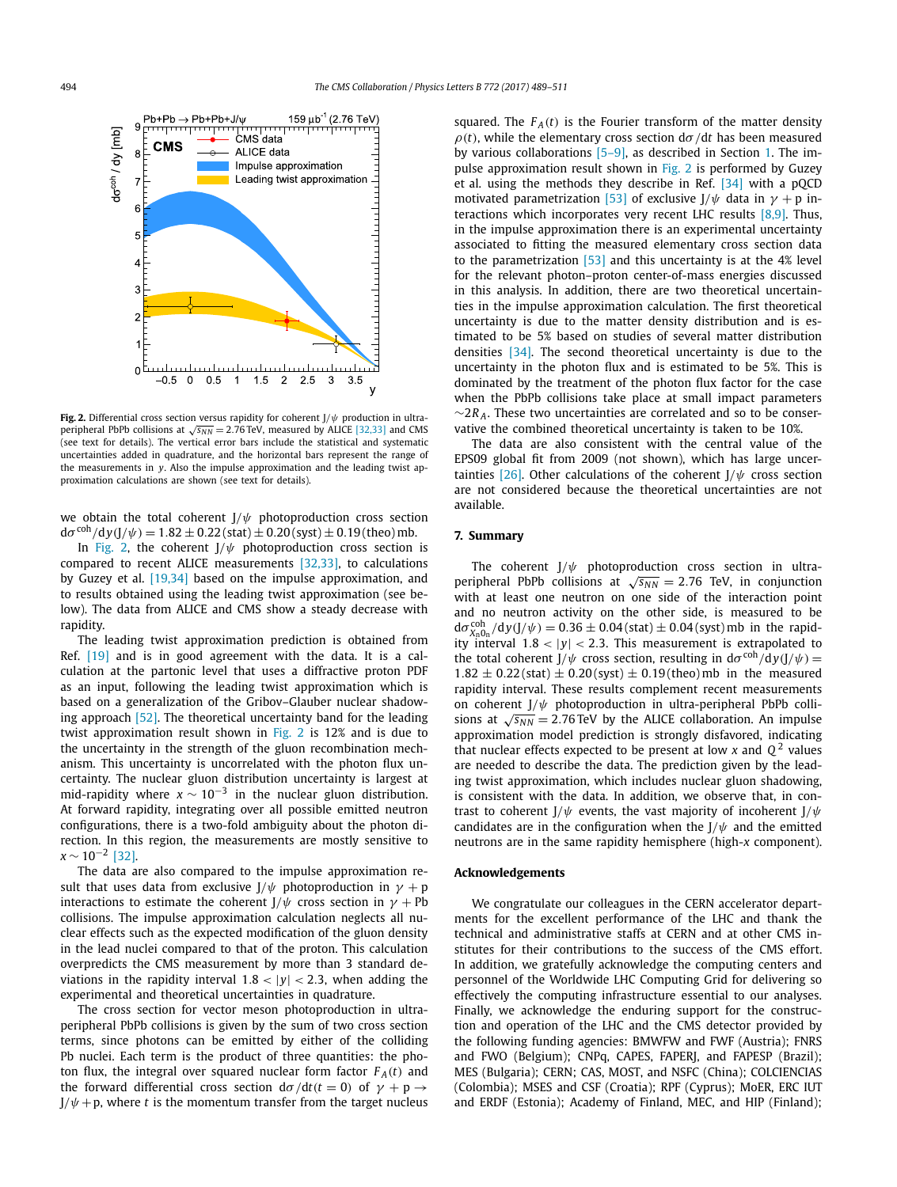**Fig. 2.** Differential cross section versus rapidity for coherent J/$\psi$ production in ultra-peripheral PbPb collisions at $\sqrt{s_{NN}} = 2.76$ TeV, measured by ALICE [32,33] and CMS (see text for details). The vertical error bars include the statistical and systematic uncertainties added in quadrature, and the horizontal bars represent the range of the measurements in $y$. Also the impulse approximation and the leading twist approximation calculations are shown (see text for details).

we obtain the total coherent J/$\psi$ photoproduction cross section $\mathrm{d}\sigma^{\mathrm{coh}}/\mathrm{d}y(\mathrm{J}/\psi) = 1.82 \pm 0.22\,(\mathrm{stat}) \pm 0.20\,(\mathrm{syst}) \pm 0.19\,(\mathrm{theo})\,\mathrm{mb}$.

In Fig. 2, the coherent J/$\psi$ photoproduction cross section is compared to recent ALICE measurements [32,33], to calculations by Guzey et al. [19,34] based on the impulse approximation, and to results obtained using the leading twist approximation (see below). The data from ALICE and CMS show a steady decrease with rapidity.

The leading twist approximation prediction is obtained from Ref. [19] and is in good agreement with the data. It is a calculation at the partonic level that uses a diffractive proton PDF as an input, following the leading twist approximation which is based on a generalization of the Gribov–Glauber nuclear shadowing approach [52]. The theoretical uncertainty band for the leading twist approximation result shown in Fig. 2 is 12% and is due to the uncertainty in the strength of the gluon recombination mechanism. This uncertainty is uncorrelated with the photon flux uncertainty. The nuclear gluon distribution uncertainty is largest at mid-rapidity where $x \sim 10^{-3}$ in the nuclear gluon distribution. At forward rapidity, integrating over all possible emitted neutron configurations, there is a two-fold ambiguity about the photon direction. In this region, the measurements are mostly sensitive to $x \sim 10^{-2}$ [32].

The data are also compared to the impulse approximation result that uses data from exclusive J/$\psi$ photoproduction in $\gamma$ + p interactions to estimate the coherent J/$\psi$ cross section in $\gamma$ + Pb collisions. The impulse approximation calculation neglects all nuclear effects such as the expected modification of the gluon density in the lead nuclei compared to that of the proton. This calculation overpredicts the CMS measurement by more than 3 standard deviations in the rapidity interval $1.8 < |y| < 2.3$, when adding the experimental and theoretical uncertainties in quadrature.

The cross section for vector meson photoproduction in ultra-peripheral PbPb collisions is given by the sum of two cross section terms, since photons can be emitted by either of the colliding Pb nuclei. Each term is the product of three quantities: the photon flux, the integral over squared nuclear form factor $F_A(t)$ and the forward differential cross section $\mathrm{d}\sigma/\mathrm{d}t(t=0)$ of $\gamma + \mathrm{p} \to \mathrm{J}/\psi + \mathrm{p}$, where $t$ is the momentum transfer from the target nucleus squared. The $F_A(t)$ is the Fourier transform of the matter density $\rho(t)$, while the elementary cross section $\mathrm{d}\sigma/\mathrm{d}t$ has been measured by various collaborations [5–9], as described in Section 1. The impulse approximation result shown in Fig. 2 is performed by Guzey et al. using the methods they describe in Ref. [34] with a pQCD motivated parametrization [53] of exclusive J/$\psi$ data in $\gamma$ + p interactions which incorporates very recent LHC results [8,9]. Thus, in the impulse approximation there is an experimental uncertainty associated to fitting the measured elementary cross section data to the parametrization [53] and this uncertainty is at the 4% level for the relevant photon–proton center-of-mass energies discussed in this analysis. In addition, there are two theoretical uncertainties in the impulse approximation calculation. The first theoretical uncertainty is due to the matter density distribution and is estimated to be 5% based on studies of several matter distribution densities [34]. The second theoretical uncertainty is due to the uncertainty in the photon flux and is estimated to be 5%. This is dominated by the treatment of the photon flux factor for the case when the PbPb collisions take place at small impact parameters $\sim 2R_A$. These two uncertainties are correlated and so to be conservative the combined theoretical uncertainty is taken to be 10%.

The data are also consistent with the central value of the EPS09 global fit from 2009 (not shown), which has large uncertainties [26]. Other calculations of the coherent J/$\psi$ cross section are not considered because the theoretical uncertainties are not available.

## 7. Summary

The coherent J/$\psi$ photoproduction cross section in ultra-peripheral PbPb collisions at $\sqrt{s_{NN}} = 2.76$ TeV, in conjunction with at least one neutron on one side of the interaction point and no neutron activity on the other side, is measured to be $\mathrm{d}\sigma^{\mathrm{coh}}_{X_n0_n}/\mathrm{d}y(\mathrm{J}/\psi) = 0.36 \pm 0.04\,(\mathrm{stat}) \pm 0.04\,(\mathrm{syst})\,\mathrm{mb}$ in the rapidity interval $1.8 < |y| < 2.3$. This measurement is extrapolated to the total coherent J/$\psi$ cross section, resulting in $\mathrm{d}\sigma^{\mathrm{coh}}/\mathrm{d}y(\mathrm{J}/\psi) = 1.82 \pm 0.22\,(\mathrm{stat}) \pm 0.20\,(\mathrm{syst}) \pm 0.19\,(\mathrm{theo})\,\mathrm{mb}$ in the measured rapidity interval. These results complement recent measurements on coherent J/$\psi$ photoproduction in ultra-peripheral PbPb collisions at $\sqrt{s_{NN}} = 2.76$ TeV by the ALICE collaboration. An impulse approximation model prediction is strongly disfavored, indicating that nuclear effects expected to be present at low $x$ and $Q^2$ values are needed to describe the data. The prediction given by the leading twist approximation, which includes nuclear gluon shadowing, is consistent with the data. In addition, we observe that, in contrast to coherent J/$\psi$ events, the vast majority of incoherent J/$\psi$ candidates are in the configuration when the J/$\psi$ and the emitted neutrons are in the same rapidity hemisphere (high-$x$ component).

## Acknowledgements

We congratulate our colleagues in the CERN accelerator departments for the excellent performance of the LHC and thank the technical and administrative staffs at CERN and at other CMS institutes for their contributions to the success of the CMS effort. In addition, we gratefully acknowledge the computing centers and personnel of the Worldwide LHC Computing Grid for delivering so effectively the computing infrastructure essential to our analyses. Finally, we acknowledge the enduring support for the construction and operation of the LHC and the CMS detector provided by the following funding agencies: BMWFW and FWF (Austria); FNRS and FWO (Belgium); CNPq, CAPES, FAPERJ, and FAPESP (Brazil); MES (Bulgaria); CERN; CAS, MOST, and NSFC (China); COLCIENCIAS (Colombia); MSES and CSF (Croatia); RPF (Cyprus); MoER, ERC IUT and ERDF (Estonia); Academy of Finland, MEC, and HIP (Finland);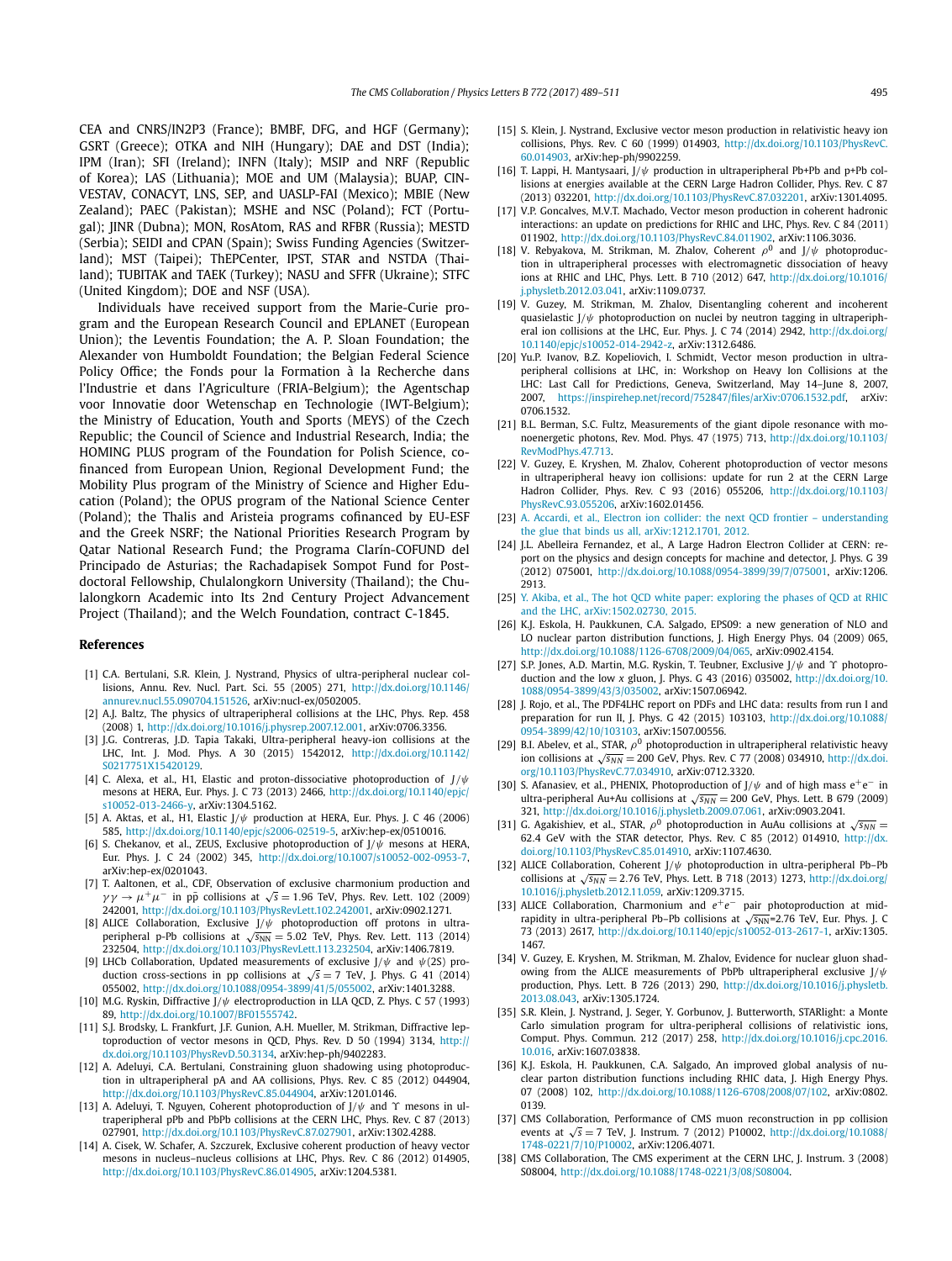CEA and CNRS/IN2P3 (France); BMBF, DFG, and HGF (Germany); GSRT (Greece); OTKA and NIH (Hungary); DAE and DST (India); IPM (Iran); SFI (Ireland); INFN (Italy); MSIP and NRF (Republic of Korea); LAS (Lithuania); MOE and UM (Malaysia); BUAP, CINVESTAV, CONACYT, LNS, SEP, and UASLP-FAI (Mexico); MBIE (New Zealand); PAEC (Pakistan); MSHE and NSC (Poland); FCT (Portugal); JINR (Dubna); MON, RosAtom, RAS and RFBR (Russia); MESTD (Serbia); SEIDI and CPAN (Spain); Swiss Funding Agencies (Switzerland); MST (Taipei); ThEPCenter, IPST, STAR and NSTDA (Thailand); TUBITAK and TAEK (Turkey); NASU and SFFR (Ukraine); STFC (United Kingdom); DOE and NSF (USA).

Individuals have received support from the Marie-Curie program and the European Research Council and EPLANET (European Union); the Leventis Foundation; the A. P. Sloan Foundation; the Alexander von Humboldt Foundation; the Belgian Federal Science Policy Office; the Fonds pour la Formation à la Recherche dans l'Industrie et dans l'Agriculture (FRIA-Belgium); the Agentschap voor Innovatie door Wetenschap en Technologie (IWT-Belgium); the Ministry of Education, Youth and Sports (MEYS) of the Czech Republic; the Council of Science and Industrial Research, India; the HOMING PLUS program of the Foundation for Polish Science, cofinanced from European Union, Regional Development Fund; the Mobility Plus program of the Ministry of Science and Higher Education (Poland); the OPUS program of the National Science Center (Poland); the Thalis and Aristeia programs cofinanced by EU-ESF and the Greek NSRF; the National Priorities Research Program by Qatar National Research Fund; the Programa Clarín-COFUND del Principado de Asturias; the Rachadapisek Sompot Fund for Postdoctoral Fellowship, Chulalongkorn University (Thailand); the Chulalongkorn Academic into Its 2nd Century Project Advancement Project (Thailand); and the Welch Foundation, contract C-1845.

## References

[1] C.A. Bertulani, S.R. Klein, J. Nystrand, Physics of ultra-peripheral nuclear collisions, Annu. Rev. Nucl. Part. Sci. 55 (2005) 271, http://dx.doi.org/10.1146/annurev.nucl.55.090704.151526, arXiv:nucl-ex/0502005.

[2] A.J. Baltz, The physics of ultraperipheral collisions at the LHC, Phys. Rep. 458 (2008) 1, http://dx.doi.org/10.1016/j.physrep.2007.12.001, arXiv:0706.3356.

[3] J.G. Contreras, J.D. Tapia Takaki, Ultra-peripheral heavy-ion collisions at the LHC, Int. J. Mod. Phys. A 30 (2015) 1542012, http://dx.doi.org/10.1142/S0217751X15420129.

[4] C. Alexa, et al., H1, Elastic and proton-dissociative photoproduction of $J/\psi$ mesons at HERA, Eur. Phys. J. C 73 (2013) 2466, http://dx.doi.org/10.1140/epjc/s10052-013-2466-y, arXiv:1304.5162.

[5] A. Aktas, et al., H1, Elastic $J/\psi$ production at HERA, Eur. Phys. J. C 46 (2006) 585, http://dx.doi.org/10.1140/epjc/s2006-02519-5, arXiv:hep-ex/0510016.

[6] S. Chekanov, et al., ZEUS, Exclusive photoproduction of $J/\psi$ mesons at HERA, Eur. Phys. J. C 24 (2002) 345, http://dx.doi.org/10.1007/s10052-002-0953-7, arXiv:hep-ex/0201043.

[7] T. Aaltonen, et al., CDF, Observation of exclusive charmonium production and $\gamma\gamma \to \mu^+\mu^-$ in $p\bar{p}$ collisions at $\sqrt{s} = 1.96$ TeV, Phys. Rev. Lett. 102 (2009) 242001, http://dx.doi.org/10.1103/PhysRevLett.102.242001, arXiv:0902.1271.

[8] ALICE Collaboration, Exclusive $J/\psi$ photoproduction off protons in ultraperipheral p-Pb collisions at $\sqrt{s_{NN}} = 5.02$ TeV, Phys. Rev. Lett. 113 (2014) 232504, http://dx.doi.org/10.1103/PhysRevLett.113.232504, arXiv:1406.7819.

[9] LHCb Collaboration, Updated measurements of exclusive $J/\psi$ and $\psi(2S)$ production cross-sections in pp collisions at $\sqrt{s} = 7$ TeV, J. Phys. G 41 (2014) 055002, http://dx.doi.org/10.1088/0954-3899/41/5/055002, arXiv:1401.3288.

[10] M.G. Ryskin, Diffractive $J/\psi$ electroproduction in LLA QCD, Z. Phys. C 57 (1993) 89, http://dx.doi.org/10.1007/BF01555742.

[11] S.J. Brodsky, L. Frankfurt, J.F. Gunion, A.H. Mueller, M. Strikman, Diffractive leptoproduction of vector mesons in QCD, Phys. Rev. D 50 (1994) 3134, http://dx.doi.org/10.1103/PhysRevD.50.3134, arXiv:hep-ph/9402283.

[12] A. Adeluyi, C.A. Bertulani, Constraining gluon shadowing using photoproduction in ultraperipheral pA and AA collisions, Phys. Rev. C 85 (2012) 044904, http://dx.doi.org/10.1103/PhysRevC.85.044904, arXiv:1201.0146.

[13] A. Adeluyi, T. Nguyen, Coherent photoproduction of $J/\psi$ and $\Upsilon$ mesons in ultraperipheral pPb and PbPb collisions at the CERN LHC, Phys. Rev. C 87 (2013) 027901, http://dx.doi.org/10.1103/PhysRevC.87.027901, arXiv:1302.4288.

[14] A. Cisek, W. Schafer, A. Szczurek, Exclusive coherent production of heavy vector mesons in nucleus–nucleus collisions at LHC, Phys. Rev. C 86 (2012) 014905, http://dx.doi.org/10.1103/PhysRevC.86.014905, arXiv:1204.5381.

[15] S. Klein, J. Nystrand, Exclusive vector meson production in relativistic heavy ion collisions, Phys. Rev. C 60 (1999) 014903, http://dx.doi.org/10.1103/PhysRevC.60.014903, arXiv:hep-ph/9902259.

[16] T. Lappi, H. Mantysaari, $J/\psi$ production in ultraperipheral Pb+Pb and p+Pb collisions at energies available at the CERN Large Hadron Collider, Phys. Rev. C 87 (2013) 032201, http://dx.doi.org/10.1103/PhysRevC.87.032201, arXiv:1301.4095.

[17] V.P. Goncalves, M.V.T. Machado, Vector meson production in coherent hadronic interactions: an update on predictions for RHIC and LHC, Phys. Rev. C 84 (2011) 011902, http://dx.doi.org/10.1103/PhysRevC.84.011902, arXiv:1106.3036.

[18] V. Rebyakova, M. Strikman, M. Zhalov, Coherent $\rho^0$ and $J/\psi$ photoproduction in ultraperipheral processes with electromagnetic dissociation of heavy ions at RHIC and LHC, Phys. Lett. B 710 (2012) 647, http://dx.doi.org/10.1016/j.physletb.2012.03.041, arXiv:1109.0737.

[19] V. Guzey, M. Strikman, M. Zhalov, Disentangling coherent and incoherent quasielastic $J/\psi$ photoproduction on nuclei by neutron tagging in ultraperipheral ion collisions at the LHC, Eur. Phys. J. C 74 (2014) 2942, http://dx.doi.org/10.1140/epjc/s10052-014-2942-z, arXiv:1312.6486.

[20] Yu.P. Ivanov, B.Z. Kopeliovich, I. Schmidt, Vector meson production in ultraperipheral collisions at LHC, in: Workshop on Heavy Ion Collisions at the LHC: Last Call for Predictions, Geneva, Switzerland, May 14–June 8, 2007, 2007, https://inspirehep.net/record/752847/files/arXiv:0706.1532.pdf, arXiv:0706.1532.

[21] B.L. Berman, S.C. Fultz, Measurements of the giant dipole resonance with monoenergetic photons, Rev. Mod. Phys. 47 (1975) 713, http://dx.doi.org/10.1103/RevModPhys.47.713.

[22] V. Guzey, E. Kryshen, M. Zhalov, Coherent photoproduction of vector mesons in ultraperipheral heavy ion collisions: update for run 2 at the CERN Large Hadron Collider, Phys. Rev. C 93 (2016) 055206, http://dx.doi.org/10.1103/PhysRevC.93.055206, arXiv:1602.01456.

[23] A. Accardi, et al., Electron ion collider: the next QCD frontier – understanding the glue that binds us all, arXiv:1212.1701, 2012.

[24] J.L. Abelleira Fernandez, et al., A Large Hadron Electron Collider at CERN: report on the physics and design concepts for machine and detector, J. Phys. G 39 (2012) 075001, http://dx.doi.org/10.1088/0954-3899/39/7/075001, arXiv:1206.2913.

[25] Y. Akiba, et al., The hot QCD white paper: exploring the phases of QCD at RHIC and the LHC, arXiv:1502.02730, 2015.

[26] K.J. Eskola, H. Paukkunen, C.A. Salgado, EPS09: a new generation of NLO and LO nuclear parton distribution functions, J. High Energy Phys. 04 (2009) 065, http://dx.doi.org/10.1088/1126-6708/2009/04/065, arXiv:0902.4154.

[27] S.P. Jones, A.D. Martin, M.G. Ryskin, T. Teubner, Exclusive $J/\psi$ and $\Upsilon$ photoproduction and the low $x$ gluon, J. Phys. G 43 (2016) 035002, http://dx.doi.org/10.1088/0954-3899/43/3/035002, arXiv:1507.06942.

[28] J. Rojo, et al., The PDF4LHC report on PDFs and LHC data: results from run I and preparation for run II, J. Phys. G 42 (2015) 103103, http://dx.doi.org/10.1088/0954-3899/42/10/103103, arXiv:1507.00556.

[29] B.I. Abelev, et al., STAR, $\rho^0$ photoproduction in ultraperipheral relativistic heavy ion collisions at $\sqrt{s_{NN}} = 200$ GeV, Phys. Rev. C 77 (2008) 034910, http://dx.doi.org/10.1103/PhysRevC.77.034910, arXiv:0712.3320.

[30] S. Afanasiev, et al., PHENIX, Photoproduction of $J/\psi$ and of high mass $e^+e^-$ in ultra-peripheral Au+Au collisions at $\sqrt{s_{NN}} = 200$ GeV, Phys. Lett. B 679 (2009) 321, http://dx.doi.org/10.1016/j.physletb.2009.07.061, arXiv:0903.2041.

[31] G. Agakishiev, et al., STAR, $\rho^0$ photoproduction in AuAu collisions at $\sqrt{s_{NN}} = 62.4$ GeV with the STAR detector, Phys. Rev. C 85 (2012) 014910, http://dx.doi.org/10.1103/PhysRevC.85.014910, arXiv:1107.4630.

[32] ALICE Collaboration, Coherent $J/\psi$ photoproduction in ultra-peripheral Pb–Pb collisions at $\sqrt{s_{NN}} = 2.76$ TeV, Phys. Lett. B 718 (2013) 1273, http://dx.doi.org/10.1016/j.physletb.2012.11.059, arXiv:1209.3715.

[33] ALICE Collaboration, Charmonium and $e^+e^-$ pair photoproduction at mid-rapidity in ultra-peripheral Pb–Pb collisions at $\sqrt{s_{NN}}$=2.76 TeV, Eur. Phys. J. C 73 (2013) 2617, http://dx.doi.org/10.1140/epjc/s10052-013-2617-1, arXiv:1305.1467.

[34] V. Guzey, E. Kryshen, M. Strikman, M. Zhalov, Evidence for nuclear gluon shadowing from the ALICE measurements of PbPb ultraperipheral exclusive $J/\psi$ production, Phys. Lett. B 726 (2013) 290, http://dx.doi.org/10.1016/j.physletb.2013.08.043, arXiv:1305.1724.

[35] S.R. Klein, J. Nystrand, J. Seger, Y. Gorbunov, J. Butterworth, STARlight: a Monte Carlo simulation program for ultra-peripheral collisions of relativistic ions, Comput. Phys. Commun. 212 (2017) 258, http://dx.doi.org/10.1016/j.cpc.2016.10.016, arXiv:1607.03838.

[36] K.J. Eskola, H. Paukkunen, C.A. Salgado, An improved global analysis of nuclear parton distribution functions including RHIC data, J. High Energy Phys. 07 (2008) 102, http://dx.doi.org/10.1088/1126-6708/2008/07/102, arXiv:0802.0139.

[37] CMS Collaboration, Performance of CMS muon reconstruction in pp collision events at $\sqrt{s} = 7$ TeV, J. Instrum. 7 (2012) P10002, http://dx.doi.org/10.1088/1748-0221/7/10/P10002, arXiv:1206.4071.

[38] CMS Collaboration, The CMS experiment at the CERN LHC, J. Instrum. 3 (2008) S08004, http://dx.doi.org/10.1088/1748-0221/3/08/S08004.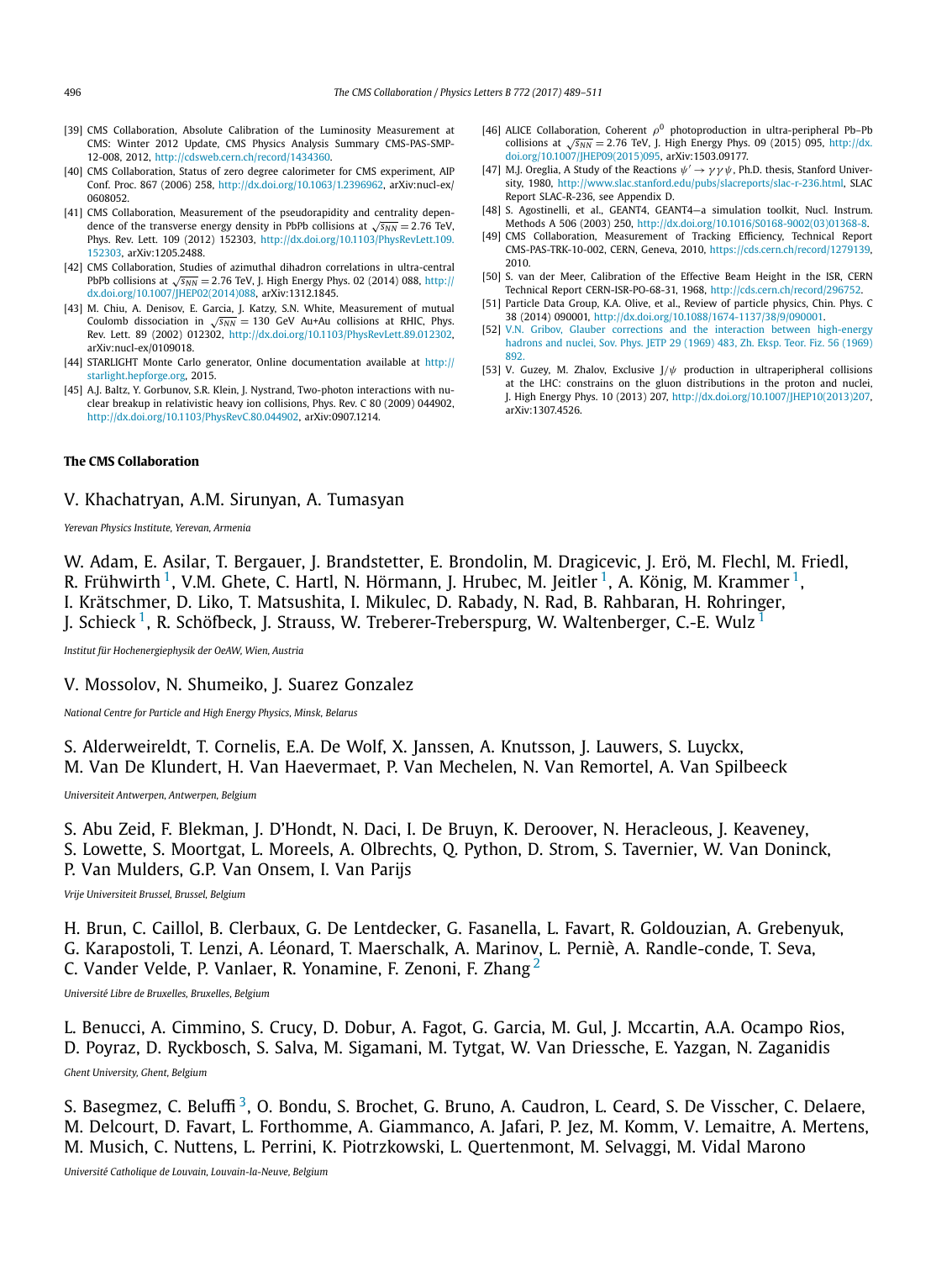[39] CMS Collaboration, Absolute Calibration of the Luminosity Measurement at CMS: Winter 2012 Update, CMS Physics Analysis Summary CMS-PAS-SMP-12-008, 2012, http://cdsweb.cern.ch/record/1434360.

[40] CMS Collaboration, Status of zero degree calorimeter for CMS experiment, AIP Conf. Proc. 867 (2006) 258, http://dx.doi.org/10.1063/1.2396962, arXiv:nucl-ex/0608052.

[41] CMS Collaboration, Measurement of the pseudorapidity and centrality dependence of the transverse energy density in PbPb collisions at $\sqrt{s_{NN}} = 2.76$ TeV, Phys. Rev. Lett. 109 (2012) 152303, http://dx.doi.org/10.1103/PhysRevLett.109.152303, arXiv:1205.2488.

[42] CMS Collaboration, Studies of azimuthal dihadron correlations in ultra-central PbPb collisions at $\sqrt{s_{NN}} = 2.76$ TeV, J. High Energy Phys. 02 (2014) 088, http://dx.doi.org/10.1007/JHEP02(2014)088, arXiv:1312.1845.

[43] M. Chiu, A. Denisov, E. Garcia, J. Katzy, S.N. White, Measurement of mutual Coulomb dissociation in $\sqrt{s_{NN}} = 130$ GeV Au+Au collisions at RHIC, Phys. Rev. Lett. 89 (2002) 012302, http://dx.doi.org/10.1103/PhysRevLett.89.012302, arXiv:nucl-ex/0109018.

[44] STARLIGHT Monte Carlo generator, Online documentation available at http://starlight.hepforge.org, 2015.

[45] A.J. Baltz, Y. Gorbunov, S.R. Klein, J. Nystrand, Two-photon interactions with nuclear breakup in relativistic heavy ion collisions, Phys. Rev. C 80 (2009) 044902, http://dx.doi.org/10.1103/PhysRevC.80.044902, arXiv:0907.1214.

[46] ALICE Collaboration, Coherent $\rho^0$ photoproduction in ultra-peripheral Pb–Pb collisions at $\sqrt{s_{NN}} = 2.76$ TeV, J. High Energy Phys. 09 (2015) 095, http://dx.doi.org/10.1007/JHEP09(2015)095, arXiv:1503.09177.

[47] M.J. Oreglia, A Study of the Reactions $\psi' \to \gamma\gamma\psi$, Ph.D. thesis, Stanford University, 1980, http://www.slac.stanford.edu/pubs/slacreports/slac-r-236.html, SLAC Report SLAC-R-236, see Appendix D.

[48] S. Agostinelli, et al., GEANT4, GEANT4—a simulation toolkit, Nucl. Instrum. Methods A 506 (2003) 250, http://dx.doi.org/10.1016/S0168-9002(03)01368-8.

[49] CMS Collaboration, Measurement of Tracking Efficiency, Technical Report CMS-PAS-TRK-10-002, CERN, Geneva, 2010, https://cds.cern.ch/record/1279139, 2010.

[50] S. van der Meer, Calibration of the Effective Beam Height in the ISR, CERN Technical Report CERN-ISR-PO-68-31, 1968, http://cds.cern.ch/record/296752.

[51] Particle Data Group, K.A. Olive, et al., Review of particle physics, Chin. Phys. C 38 (2014) 090001, http://dx.doi.org/10.1088/1674-1137/38/9/090001.

[52] V.N. Gribov, Glauber corrections and the interaction between high-energy hadrons and nuclei, Sov. Phys. JETP 29 (1969) 483, Zh. Eksp. Teor. Fiz. 56 (1969) 892.

[53] V. Guzey, M. Zhalov, Exclusive J/$\psi$ production in ultraperipheral collisions at the LHC: constrains on the gluon distributions in the proton and nuclei, J. High Energy Phys. 10 (2013) 207, http://dx.doi.org/10.1007/JHEP10(2013)207, arXiv:1307.4526.

## The CMS Collaboration

V. Khachatryan, A.M. Sirunyan, A. Tumasyan

*Yerevan Physics Institute, Yerevan, Armenia*

W. Adam, E. Asilar, T. Bergauer, J. Brandstetter, E. Brondolin, M. Dragicevic, J. Erö, M. Flechl, M. Friedl, R. Frühwirth [1], V.M. Ghete, C. Hartl, N. Hörmann, J. Hrubec, M. Jeitler [1], A. König, M. Krammer [1], I. Krätschmer, D. Liko, T. Matsushita, I. Mikulec, D. Rabady, N. Rad, B. Rahbaran, H. Rohringer, J. Schieck [1], R. Schöfbeck, J. Strauss, W. Treberer-Treberspurg, W. Waltenberger, C.-E. Wulz [1]

*Institut für Hochenergiephysik der OeAW, Wien, Austria*

V. Mossolov, N. Shumeiko, J. Suarez Gonzalez

*National Centre for Particle and High Energy Physics, Minsk, Belarus*

S. Alderweireldt, T. Cornelis, E.A. De Wolf, X. Janssen, A. Knutsson, J. Lauwers, S. Luyckx, M. Van De Klundert, H. Van Haevermaet, P. Van Mechelen, N. Van Remortel, A. Van Spilbeeck

*Universiteit Antwerpen, Antwerpen, Belgium*

S. Abu Zeid, F. Blekman, J. D'Hondt, N. Daci, I. De Bruyn, K. Deroover, N. Heracleous, J. Keaveney, S. Lowette, S. Moortgat, L. Moreels, A. Olbrechts, Q. Python, D. Strom, S. Tavernier, W. Van Doninck, P. Van Mulders, G.P. Van Onsem, I. Van Parijs

*Vrije Universiteit Brussel, Brussel, Belgium*

H. Brun, C. Caillol, B. Clerbaux, G. De Lentdecker, G. Fasanella, L. Favart, R. Goldouzian, A. Grebenyuk, G. Karapostoli, T. Lenzi, A. Léonard, T. Maerschalk, A. Marinov, L. Perniè, A. Randle-conde, T. Seva, C. Vander Velde, P. Vanlaer, R. Yonamine, F. Zenoni, F. Zhang [2]

*Université Libre de Bruxelles, Bruxelles, Belgium*

L. Benucci, A. Cimmino, S. Crucy, D. Dobur, A. Fagot, G. Garcia, M. Gul, J. Mccartin, A.A. Ocampo Rios, D. Poyraz, D. Ryckbosch, S. Salva, M. Sigamani, M. Tytgat, W. Van Driessche, E. Yazgan, N. Zaganidis

*Ghent University, Ghent, Belgium*

S. Basegmez, C. Beluffi [3], O. Bondu, S. Brochet, G. Bruno, A. Caudron, L. Ceard, S. De Visscher, C. Delaere, M. Delcourt, D. Favart, L. Forthomme, A. Giammanco, A. Jafari, P. Jez, M. Komm, V. Lemaitre, A. Mertens, M. Musich, C. Nuttens, L. Perrini, K. Piotrzkowski, L. Quertenmont, M. Selvaggi, M. Vidal Marono

*Université Catholique de Louvain, Louvain-la-Neuve, Belgium*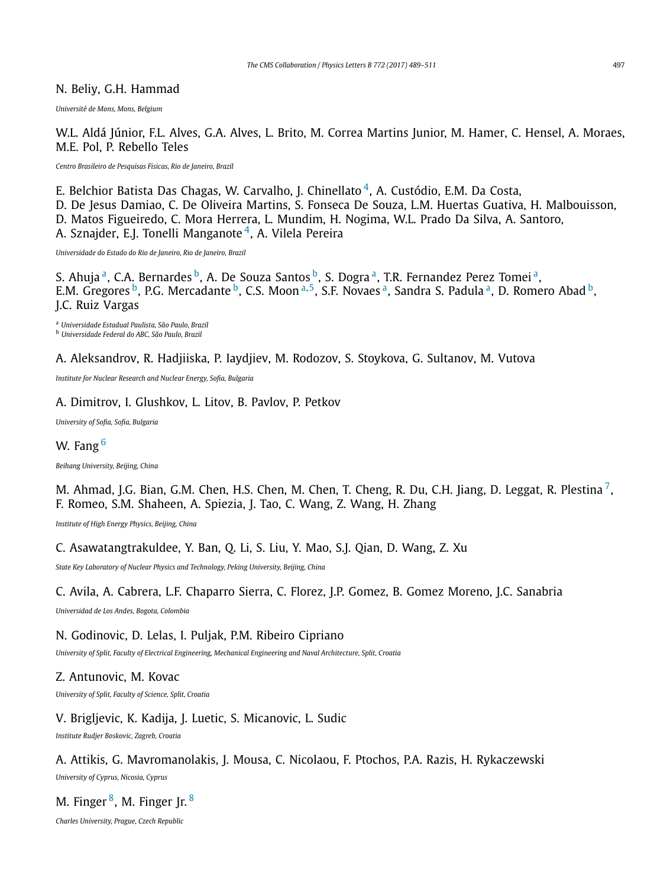N. Beliy, G.H. Hammad

*Université de Mons, Mons, Belgium*

W.L. Aldá Júnior, F.L. Alves, G.A. Alves, L. Brito, M. Correa Martins Junior, M. Hamer, C. Hensel, A. Moraes, M.E. Pol, P. Rebello Teles

*Centro Brasileiro de Pesquisas Fisicas, Rio de Janeiro, Brazil*

E. Belchior Batista Das Chagas, W. Carvalho, J. Chinellato [4], A. Custódio, E.M. Da Costa, D. De Jesus Damiao, C. De Oliveira Martins, S. Fonseca De Souza, L.M. Huertas Guativa, H. Malbouisson, D. Matos Figueiredo, C. Mora Herrera, L. Mundim, H. Nogima, W.L. Prado Da Silva, A. Santoro, A. Sznajder, E.J. Tonelli Manganote [4], A. Vilela Pereira

*Universidade do Estado do Rio de Janeiro, Rio de Janeiro, Brazil*

S. Ahuja [a], C.A. Bernardes [b], A. De Souza Santos [b], S. Dogra [a], T.R. Fernandez Perez Tomei [a], E.M. Gregores [b], P.G. Mercadante [b], C.S. Moon [a,5], S.F. Novaes [a], Sandra S. Padula [a], D. Romero Abad [b], J.C. Ruiz Vargas

[a] *Universidade Estadual Paulista, São Paulo, Brazil*
[b] *Universidade Federal do ABC, São Paulo, Brazil*

A. Aleksandrov, R. Hadjiiska, P. Iaydjiev, M. Rodozov, S. Stoykova, G. Sultanov, M. Vutova

*Institute for Nuclear Research and Nuclear Energy, Sofia, Bulgaria*

A. Dimitrov, I. Glushkov, L. Litov, B. Pavlov, P. Petkov

*University of Sofia, Sofia, Bulgaria*

W. Fang [6]

*Beihang University, Beijing, China*

M. Ahmad, J.G. Bian, G.M. Chen, H.S. Chen, M. Chen, T. Cheng, R. Du, C.H. Jiang, D. Leggat, R. Plestina [7], F. Romeo, S.M. Shaheen, A. Spiezia, J. Tao, C. Wang, Z. Wang, H. Zhang

*Institute of High Energy Physics, Beijing, China*

C. Asawatangtrakuldee, Y. Ban, Q. Li, S. Liu, Y. Mao, S.J. Qian, D. Wang, Z. Xu

*State Key Laboratory of Nuclear Physics and Technology, Peking University, Beijing, China*

C. Avila, A. Cabrera, L.F. Chaparro Sierra, C. Florez, J.P. Gomez, B. Gomez Moreno, J.C. Sanabria

*Universidad de Los Andes, Bogota, Colombia*

N. Godinovic, D. Lelas, I. Puljak, P.M. Ribeiro Cipriano

*University of Split, Faculty of Electrical Engineering, Mechanical Engineering and Naval Architecture, Split, Croatia*

Z. Antunovic, M. Kovac

*University of Split, Faculty of Science, Split, Croatia*

V. Brigljevic, K. Kadija, J. Luetic, S. Micanovic, L. Sudic

*Institute Rudjer Boskovic, Zagreb, Croatia*

A. Attikis, G. Mavromanolakis, J. Mousa, C. Nicolaou, F. Ptochos, P.A. Razis, H. Rykaczewski

*University of Cyprus, Nicosia, Cyprus*

M. Finger [8], M. Finger Jr. [8]

*Charles University, Prague, Czech Republic*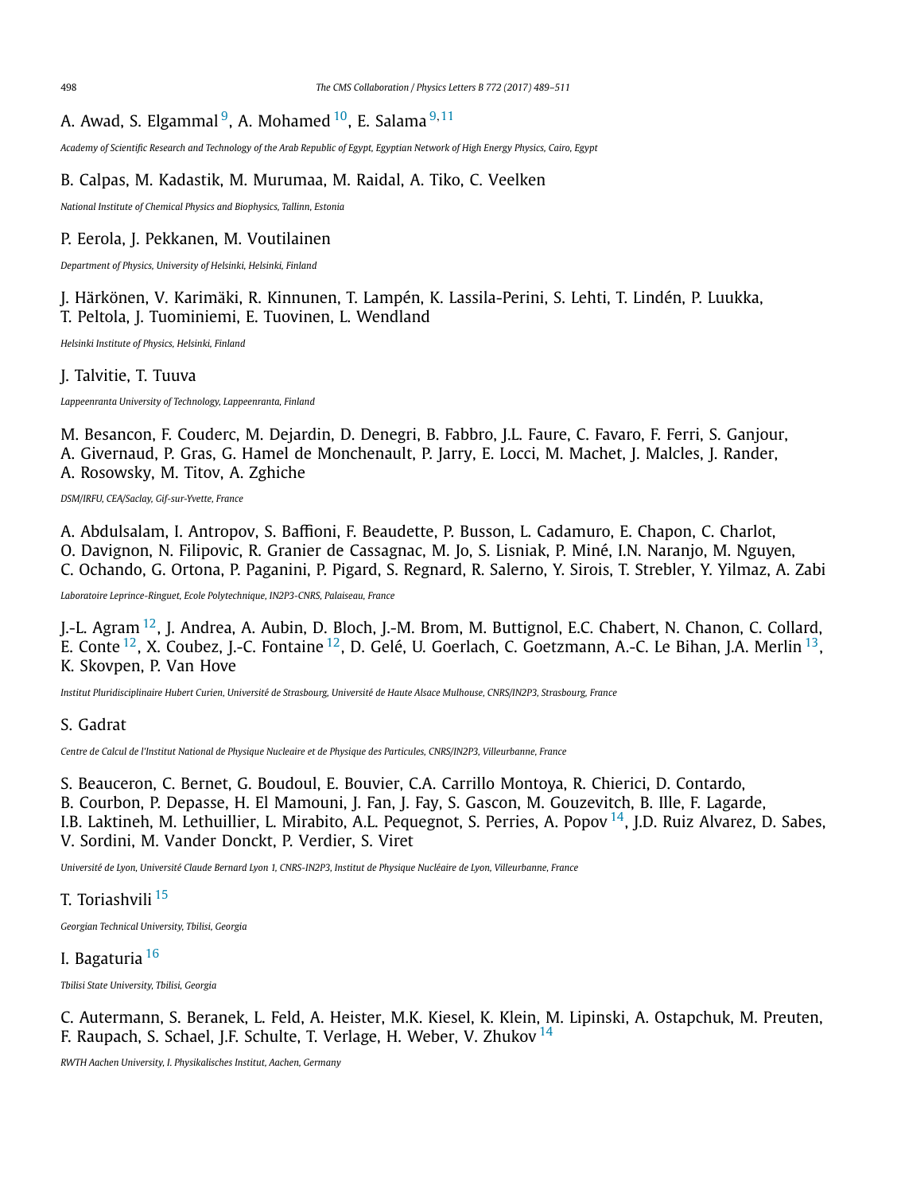A. Awad, S. Elgammal [9], A. Mohamed [10], E. Salama [9,11]

*Academy of Scientific Research and Technology of the Arab Republic of Egypt, Egyptian Network of High Energy Physics, Cairo, Egypt*

B. Calpas, M. Kadastik, M. Murumaa, M. Raidal, A. Tiko, C. Veelken

*National Institute of Chemical Physics and Biophysics, Tallinn, Estonia*

P. Eerola, J. Pekkanen, M. Voutilainen

*Department of Physics, University of Helsinki, Helsinki, Finland*

J. Härkönen, V. Karimäki, R. Kinnunen, T. Lampén, K. Lassila-Perini, S. Lehti, T. Lindén, P. Luukka, T. Peltola, J. Tuominiemi, E. Tuovinen, L. Wendland

*Helsinki Institute of Physics, Helsinki, Finland*

J. Talvitie, T. Tuuva

*Lappeenranta University of Technology, Lappeenranta, Finland*

M. Besancon, F. Couderc, M. Dejardin, D. Denegri, B. Fabbro, J.L. Faure, C. Favaro, F. Ferri, S. Ganjour, A. Givernaud, P. Gras, G. Hamel de Monchenault, P. Jarry, E. Locci, M. Machet, J. Malcles, J. Rander, A. Rosowsky, M. Titov, A. Zghiche

*DSM/IRFU, CEA/Saclay, Gif-sur-Yvette, France*

A. Abdulsalam, I. Antropov, S. Baffioni, F. Beaudette, P. Busson, L. Cadamuro, E. Chapon, C. Charlot, O. Davignon, N. Filipovic, R. Granier de Cassagnac, M. Jo, S. Lisniak, P. Miné, I.N. Naranjo, M. Nguyen, C. Ochando, G. Ortona, P. Paganini, P. Pigard, S. Regnard, R. Salerno, Y. Sirois, T. Strebler, Y. Yilmaz, A. Zabi

*Laboratoire Leprince-Ringuet, Ecole Polytechnique, IN2P3-CNRS, Palaiseau, France*

J.-L. Agram [12], J. Andrea, A. Aubin, D. Bloch, J.-M. Brom, M. Buttignol, E.C. Chabert, N. Chanon, C. Collard, E. Conte [12], X. Coubez, J.-C. Fontaine [12], D. Gelé, U. Goerlach, C. Goetzmann, A.-C. Le Bihan, J.A. Merlin [13], K. Skovpen, P. Van Hove

*Institut Pluridisciplinaire Hubert Curien, Université de Strasbourg, Université de Haute Alsace Mulhouse, CNRS/IN2P3, Strasbourg, France*

S. Gadrat

*Centre de Calcul de l'Institut National de Physique Nucleaire et de Physique des Particules, CNRS/IN2P3, Villeurbanne, France*

S. Beauceron, C. Bernet, G. Boudoul, E. Bouvier, C.A. Carrillo Montoya, R. Chierici, D. Contardo, B. Courbon, P. Depasse, H. El Mamouni, J. Fan, J. Fay, S. Gascon, M. Gouzevitch, B. Ille, F. Lagarde, I.B. Laktineh, M. Lethuillier, L. Mirabito, A.L. Pequegnot, S. Perries, A. Popov [14], J.D. Ruiz Alvarez, D. Sabes, V. Sordini, M. Vander Donckt, P. Verdier, S. Viret

*Université de Lyon, Université Claude Bernard Lyon 1, CNRS-IN2P3, Institut de Physique Nucléaire de Lyon, Villeurbanne, France*

T. Toriashvili [15]

*Georgian Technical University, Tbilisi, Georgia*

I. Bagaturia [16]

*Tbilisi State University, Tbilisi, Georgia*

C. Autermann, S. Beranek, L. Feld, A. Heister, M.K. Kiesel, K. Klein, M. Lipinski, A. Ostapchuk, M. Preuten, F. Raupach, S. Schael, J.F. Schulte, T. Verlage, H. Weber, V. Zhukov [14]

*RWTH Aachen University, I. Physikalisches Institut, Aachen, Germany*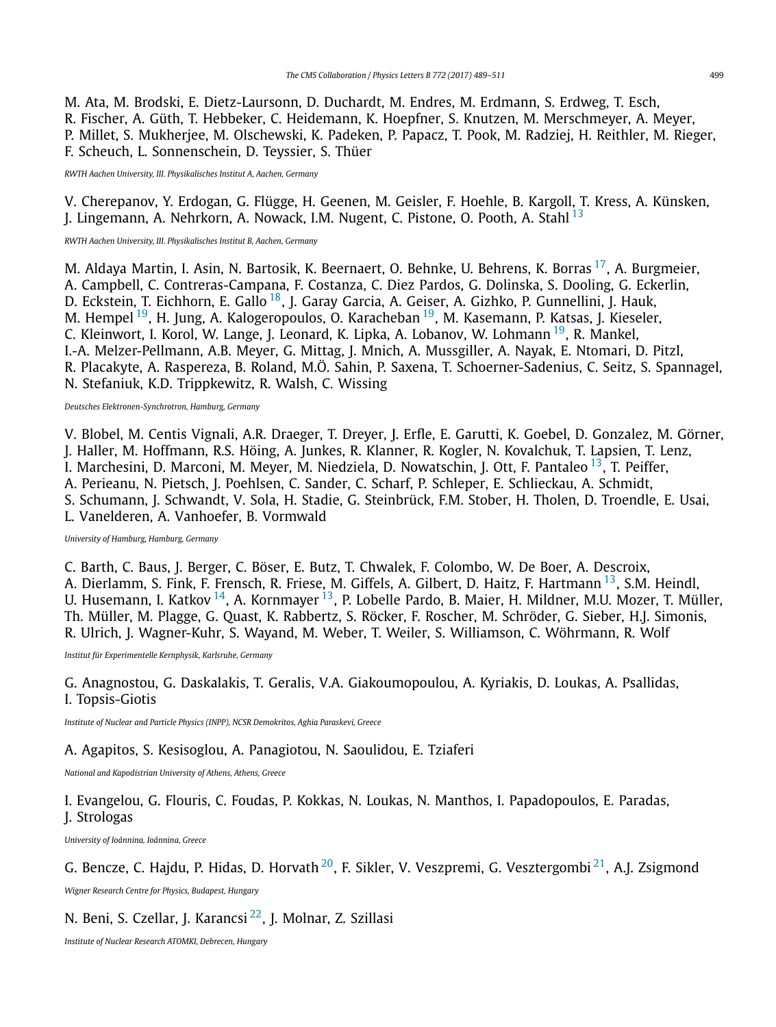M. Ata, M. Brodski, E. Dietz-Laursonn, D. Duchardt, M. Endres, M. Erdmann, S. Erdweg, T. Esch, R. Fischer, A. Güth, T. Hebbeker, C. Heidemann, K. Hoepfner, S. Knutzen, M. Merschmeyer, A. Meyer, P. Millet, S. Mukherjee, M. Olschewski, K. Padeken, P. Papacz, T. Pook, M. Radziej, H. Reithler, M. Rieger, F. Scheuch, L. Sonnenschein, D. Teyssier, S. Thüer

*RWTH Aachen University, III. Physikalisches Institut A, Aachen, Germany*

V. Cherepanov, Y. Erdogan, G. Flügge, H. Geenen, M. Geisler, F. Hoehle, B. Kargoll, T. Kress, A. Künsken, J. Lingemann, A. Nehrkorn, A. Nowack, I.M. Nugent, C. Pistone, O. Pooth, A. Stahl [13]

*RWTH Aachen University, III. Physikalisches Institut B, Aachen, Germany*

M. Aldaya Martin, I. Asin, N. Bartosik, K. Beernaert, O. Behnke, U. Behrens, K. Borras [17], A. Burgmeier, A. Campbell, C. Contreras-Campana, F. Costanza, C. Diez Pardos, G. Dolinska, S. Dooling, G. Eckerlin, D. Eckstein, T. Eichhorn, E. Gallo [18], J. Garay Garcia, A. Geiser, A. Gizhko, P. Gunnellini, J. Hauk, M. Hempel [19], H. Jung, A. Kalogeropoulos, O. Karacheban [19], M. Kasemann, P. Katsas, J. Kieseler, C. Kleinwort, I. Korol, W. Lange, J. Leonard, K. Lipka, A. Lobanov, W. Lohmann [19], R. Mankel, I.-A. Melzer-Pellmann, A.B. Meyer, G. Mittag, J. Mnich, A. Mussgiller, A. Nayak, E. Ntomari, D. Pitzl, R. Placakyte, A. Raspereza, B. Roland, M.Ö. Sahin, P. Saxena, T. Schoerner-Sadenius, C. Seitz, S. Spannagel, N. Stefaniuk, K.D. Trippkewitz, R. Walsh, C. Wissing

*Deutsches Elektronen-Synchrotron, Hamburg, Germany*

V. Blobel, M. Centis Vignali, A.R. Draeger, T. Dreyer, J. Erfle, E. Garutti, K. Goebel, D. Gonzalez, M. Görner, J. Haller, M. Hoffmann, R.S. Höing, A. Junkes, R. Klanner, R. Kogler, N. Kovalchuk, T. Lapsien, T. Lenz, I. Marchesini, D. Marconi, M. Meyer, M. Niedziela, D. Nowatschin, J. Ott, F. Pantaleo [13], T. Peiffer, A. Perieanu, N. Pietsch, J. Poehlsen, C. Sander, C. Scharf, P. Schleper, E. Schlieckau, A. Schmidt, S. Schumann, J. Schwandt, V. Sola, H. Stadie, G. Steinbrück, F.M. Stober, H. Tholen, D. Troendle, E. Usai, L. Vanelderen, A. Vanhoefer, B. Vormwald

*University of Hamburg, Hamburg, Germany*

C. Barth, C. Baus, J. Berger, C. Böser, E. Butz, T. Chwalek, F. Colombo, W. De Boer, A. Descroix, A. Dierlamm, S. Fink, F. Frensch, R. Friese, M. Giffels, A. Gilbert, D. Haitz, F. Hartmann [13], S.M. Heindl, U. Husemann, I. Katkov [14], A. Kornmayer [13], P. Lobelle Pardo, B. Maier, H. Mildner, M.U. Mozer, T. Müller, Th. Müller, M. Plagge, G. Quast, K. Rabbertz, S. Röcker, F. Roscher, M. Schröder, G. Sieber, H.J. Simonis, R. Ulrich, J. Wagner-Kuhr, S. Wayand, M. Weber, T. Weiler, S. Williamson, C. Wöhrmann, R. Wolf

*Institut für Experimentelle Kernphysik, Karlsruhe, Germany*

G. Anagnostou, G. Daskalakis, T. Geralis, V.A. Giakoumopoulou, A. Kyriakis, D. Loukas, A. Psallidas, I. Topsis-Giotis

*Institute of Nuclear and Particle Physics (INPP), NCSR Demokritos, Aghia Paraskevi, Greece*

A. Agapitos, S. Kesisoglou, A. Panagiotou, N. Saoulidou, E. Tziaferi

*National and Kapodistrian University of Athens, Athens, Greece*

I. Evangelou, G. Flouris, C. Foudas, P. Kokkas, N. Loukas, N. Manthos, I. Papadopoulos, E. Paradas, J. Strologas

*University of Ioánnina, Ioánnina, Greece*

G. Bencze, C. Hajdu, P. Hidas, D. Horvath [20], F. Sikler, V. Veszpremi, G. Vesztergombi [21], A.J. Zsigmond

*Wigner Research Centre for Physics, Budapest, Hungary*

N. Beni, S. Czellar, J. Karancsi [22], J. Molnar, Z. Szillasi

*Institute of Nuclear Research ATOMKI, Debrecen, Hungary*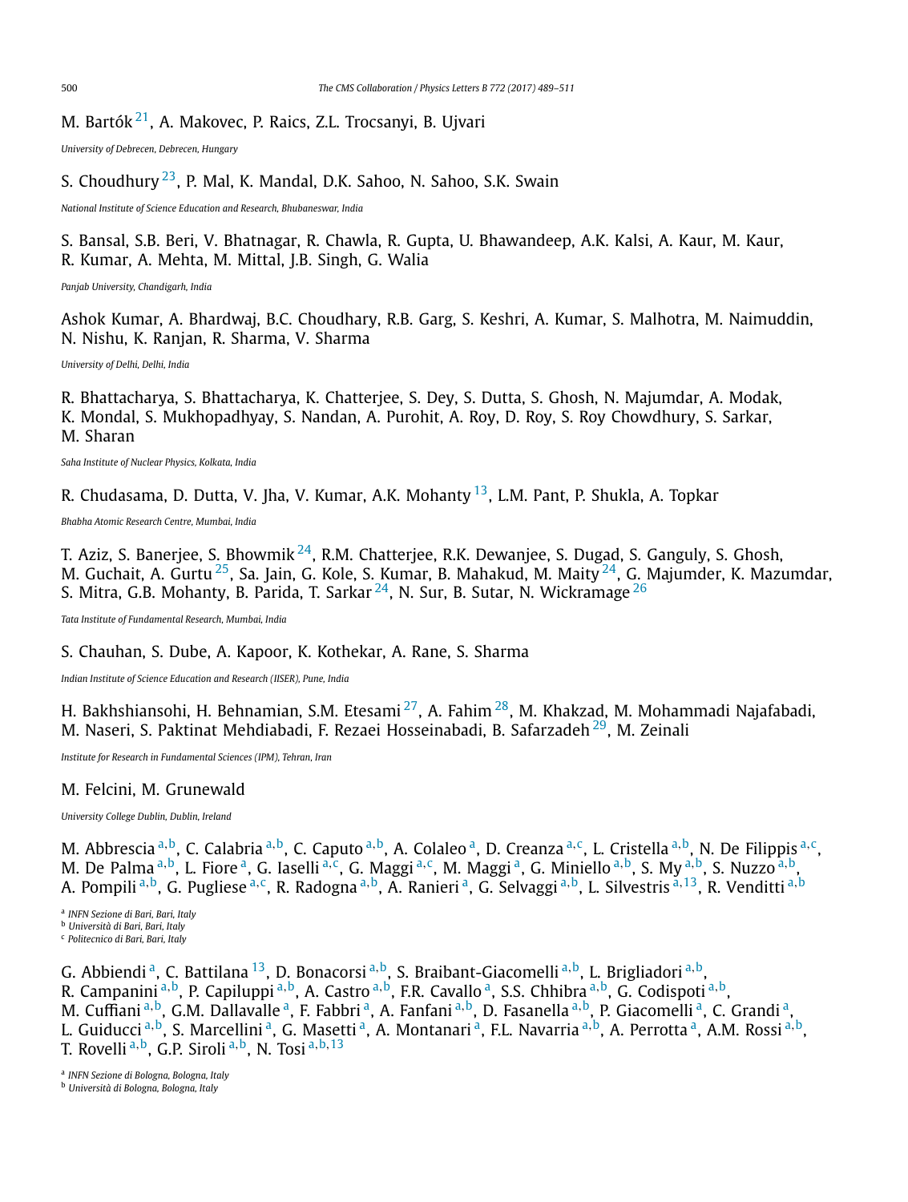M. Bartók [21], A. Makovec, P. Raics, Z.L. Trocsanyi, B. Ujvari

*University of Debrecen, Debrecen, Hungary*

S. Choudhury [23], P. Mal, K. Mandal, D.K. Sahoo, N. Sahoo, S.K. Swain

*National Institute of Science Education and Research, Bhubaneswar, India*

S. Bansal, S.B. Beri, V. Bhatnagar, R. Chawla, R. Gupta, U. Bhawandeep, A.K. Kalsi, A. Kaur, M. Kaur, R. Kumar, A. Mehta, M. Mittal, J.B. Singh, G. Walia

*Panjab University, Chandigarh, India*

Ashok Kumar, A. Bhardwaj, B.C. Choudhary, R.B. Garg, S. Keshri, A. Kumar, S. Malhotra, M. Naimuddin, N. Nishu, K. Ranjan, R. Sharma, V. Sharma

*University of Delhi, Delhi, India*

R. Bhattacharya, S. Bhattacharya, K. Chatterjee, S. Dey, S. Dutta, S. Ghosh, N. Majumdar, A. Modak, K. Mondal, S. Mukhopadhyay, S. Nandan, A. Purohit, A. Roy, D. Roy, S. Roy Chowdhury, S. Sarkar, M. Sharan

*Saha Institute of Nuclear Physics, Kolkata, India*

R. Chudasama, D. Dutta, V. Jha, V. Kumar, A.K. Mohanty [13], L.M. Pant, P. Shukla, A. Topkar

*Bhabha Atomic Research Centre, Mumbai, India*

T. Aziz, S. Banerjee, S. Bhowmik [24], R.M. Chatterjee, R.K. Dewanjee, S. Dugad, S. Ganguly, S. Ghosh, M. Guchait, A. Gurtu [25], Sa. Jain, G. Kole, S. Kumar, B. Mahakud, M. Maity [24], G. Majumder, K. Mazumdar, S. Mitra, G.B. Mohanty, B. Parida, T. Sarkar [24], N. Sur, B. Sutar, N. Wickramage [26]

*Tata Institute of Fundamental Research, Mumbai, India*

S. Chauhan, S. Dube, A. Kapoor, K. Kothekar, A. Rane, S. Sharma

*Indian Institute of Science Education and Research (IISER), Pune, India*

H. Bakhshiansohi, H. Behnamian, S.M. Etesami [27], A. Fahim [28], M. Khakzad, M. Mohammadi Najafabadi, M. Naseri, S. Paktinat Mehdiabadi, F. Rezaei Hosseinabadi, B. Safarzadeh [29], M. Zeinali

*Institute for Research in Fundamental Sciences (IPM), Tehran, Iran*

M. Felcini, M. Grunewald

*University College Dublin, Dublin, Ireland*

M. Abbrescia [a,b], C. Calabria [a,b], C. Caputo [a,b], A. Colaleo [a], D. Creanza [a,c], L. Cristella [a,b], N. De Filippis [a,c], M. De Palma [a,b], L. Fiore [a], G. Iaselli [a,c], G. Maggi [a,c], M. Maggi [a], G. Miniello [a,b], S. My [a,b], S. Nuzzo [a,b], A. Pompili [a,b], G. Pugliese [a,c], R. Radogna [a,b], A. Ranieri [a], G. Selvaggi [a,b], L. Silvestris [a,13], R. Venditti [a,b]

[a] *INFN Sezione di Bari, Bari, Italy*
[b] *Università di Bari, Bari, Italy*
[c] *Politecnico di Bari, Bari, Italy*

G. Abbiendi [a], C. Battilana [13], D. Bonacorsi [a,b], S. Braibant-Giacomelli [a,b], L. Brigliadori [a,b], R. Campanini [a,b], P. Capiluppi [a,b], A. Castro [a,b], F.R. Cavallo [a], S.S. Chhibra [a,b], G. Codispoti [a,b], M. Cuffiani [a,b], G.M. Dallavalle [a], F. Fabbri [a], A. Fanfani [a,b], D. Fasanella [a,b], P. Giacomelli [a], C. Grandi [a], L. Guiducci [a,b], S. Marcellini [a], G. Masetti [a], A. Montanari [a], F.L. Navarria [a,b], A. Perrotta [a], A.M. Rossi [a,b], T. Rovelli [a,b], G.P. Siroli [a,b], N. Tosi [a,b,13]

[a] *INFN Sezione di Bologna, Bologna, Italy*
[b] *Università di Bologna, Bologna, Italy*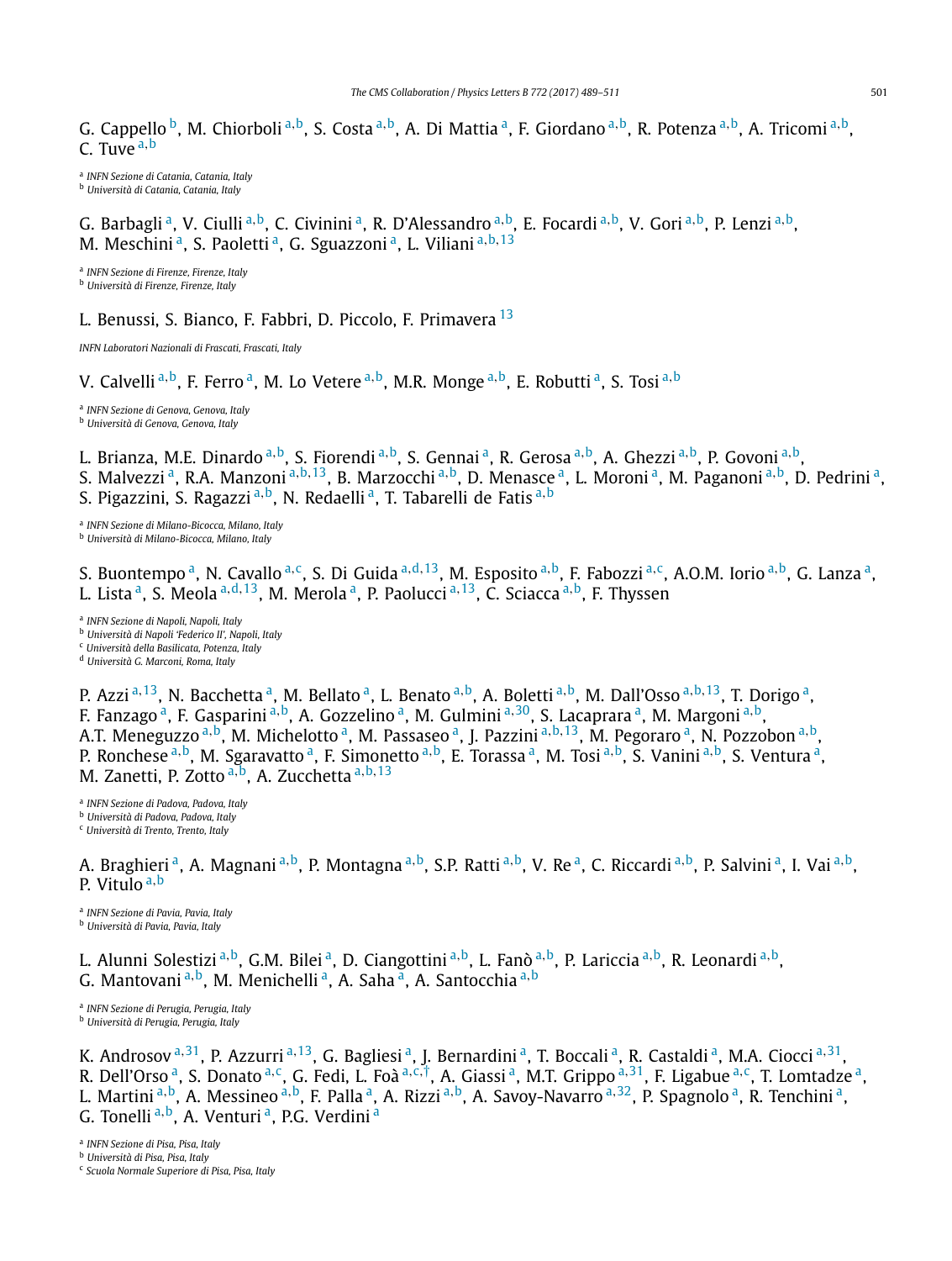G. Cappello [b], M. Chiorboli [a,b], S. Costa [a,b], A. Di Mattia [a], F. Giordano [a,b], R. Potenza [a,b], A. Tricomi [a,b], C. Tuve [a,b]

[a] *INFN Sezione di Catania, Catania, Italy*
[b] *Università di Catania, Catania, Italy*

G. Barbagli [a], V. Ciulli [a,b], C. Civinini [a], R. D'Alessandro [a,b], E. Focardi [a,b], V. Gori [a,b], P. Lenzi [a,b], M. Meschini [a], S. Paoletti [a], G. Sguazzoni [a], L. Viliani [a,b,13]

[a] *INFN Sezione di Firenze, Firenze, Italy*
[b] *Università di Firenze, Firenze, Italy*

L. Benussi, S. Bianco, F. Fabbri, D. Piccolo, F. Primavera [13]

*INFN Laboratori Nazionali di Frascati, Frascati, Italy*

V. Calvelli [a,b], F. Ferro [a], M. Lo Vetere [a,b], M.R. Monge [a,b], E. Robutti [a], S. Tosi [a,b]

[a] *INFN Sezione di Genova, Genova, Italy*
[b] *Università di Genova, Genova, Italy*

L. Brianza, M.E. Dinardo [a,b], S. Fiorendi [a,b], S. Gennai [a], R. Gerosa [a,b], A. Ghezzi [a,b], P. Govoni [a,b], S. Malvezzi [a], R.A. Manzoni [a,b,13], B. Marzocchi [a,b], D. Menasce [a], L. Moroni [a], M. Paganoni [a,b], D. Pedrini [a], S. Pigazzini, S. Ragazzi [a,b], N. Redaelli [a], T. Tabarelli de Fatis [a,b]

[a] *INFN Sezione di Milano-Bicocca, Milano, Italy*
[b] *Università di Milano-Bicocca, Milano, Italy*

S. Buontempo [a], N. Cavallo [a,c], S. Di Guida [a,d,13], M. Esposito [a,b], F. Fabozzi [a,c], A.O.M. Iorio [a,b], G. Lanza [a], L. Lista [a], S. Meola [a,d,13], M. Merola [a], P. Paolucci [a,13], C. Sciacca [a,b], F. Thyssen

[a] *INFN Sezione di Napoli, Napoli, Italy*
[b] *Università di Napoli 'Federico II', Napoli, Italy*
[c] *Università della Basilicata, Potenza, Italy*
[d] *Università G. Marconi, Roma, Italy*

P. Azzi [a,13], N. Bacchetta [a], M. Bellato [a], L. Benato [a,b], A. Boletti [a,b], M. Dall'Osso [a,b,13], T. Dorigo [a], F. Fanzago [a], F. Gasparini [a,b], A. Gozzelino [a], M. Gulmini [a,30], S. Lacaprara [a], M. Margoni [a,b], A.T. Meneguzzo [a,b], M. Michelotto [a], M. Passaseo [a], J. Pazzini [a,b,13], M. Pegoraro [a], N. Pozzobon [a,b], P. Ronchese [a,b], M. Sgaravatto [a], F. Simonetto [a,b], E. Torassa [a], M. Tosi [a,b], S. Vanini [a,b], S. Ventura [a], M. Zanetti, P. Zotto [a,b], A. Zucchetta [a,b,13]

[a] *INFN Sezione di Padova, Padova, Italy*
[b] *Università di Padova, Padova, Italy*
[c] *Università di Trento, Trento, Italy*

A. Braghieri [a], A. Magnani [a,b], P. Montagna [a,b], S.P. Ratti [a,b], V. Re [a], C. Riccardi [a,b], P. Salvini [a], I. Vai [a,b], P. Vitulo [a,b]

[a] *INFN Sezione di Pavia, Pavia, Italy*
[b] *Università di Pavia, Pavia, Italy*

L. Alunni Solestizi [a,b], G.M. Bilei [a], D. Ciangottini [a,b], L. Fanò [a,b], P. Lariccia [a,b], R. Leonardi [a,b], G. Mantovani [a,b], M. Menichelli [a], A. Saha [a], A. Santocchia [a,b]

[a] *INFN Sezione di Perugia, Perugia, Italy*
[b] *Università di Perugia, Perugia, Italy*

K. Androsov [a,31], P. Azzurri [a,13], G. Bagliesi [a], J. Bernardini [a], T. Boccali [a], R. Castaldi [a], M.A. Ciocci [a,31], R. Dell'Orso [a], S. Donato [a,c], G. Fedi, L. Foà [a,c,†], A. Giassi [a], M.T. Grippo [a,31], F. Ligabue [a,c], T. Lomtadze [a], L. Martini [a,b], A. Messineo [a,b], F. Palla [a], A. Rizzi [a,b], A. Savoy-Navarro [a,32], P. Spagnolo [a], R. Tenchini [a], G. Tonelli [a,b], A. Venturi [a], P.G. Verdini [a]

[a] *INFN Sezione di Pisa, Pisa, Italy*
[b] *Università di Pisa, Pisa, Italy*
[c] *Scuola Normale Superiore di Pisa, Pisa, Italy*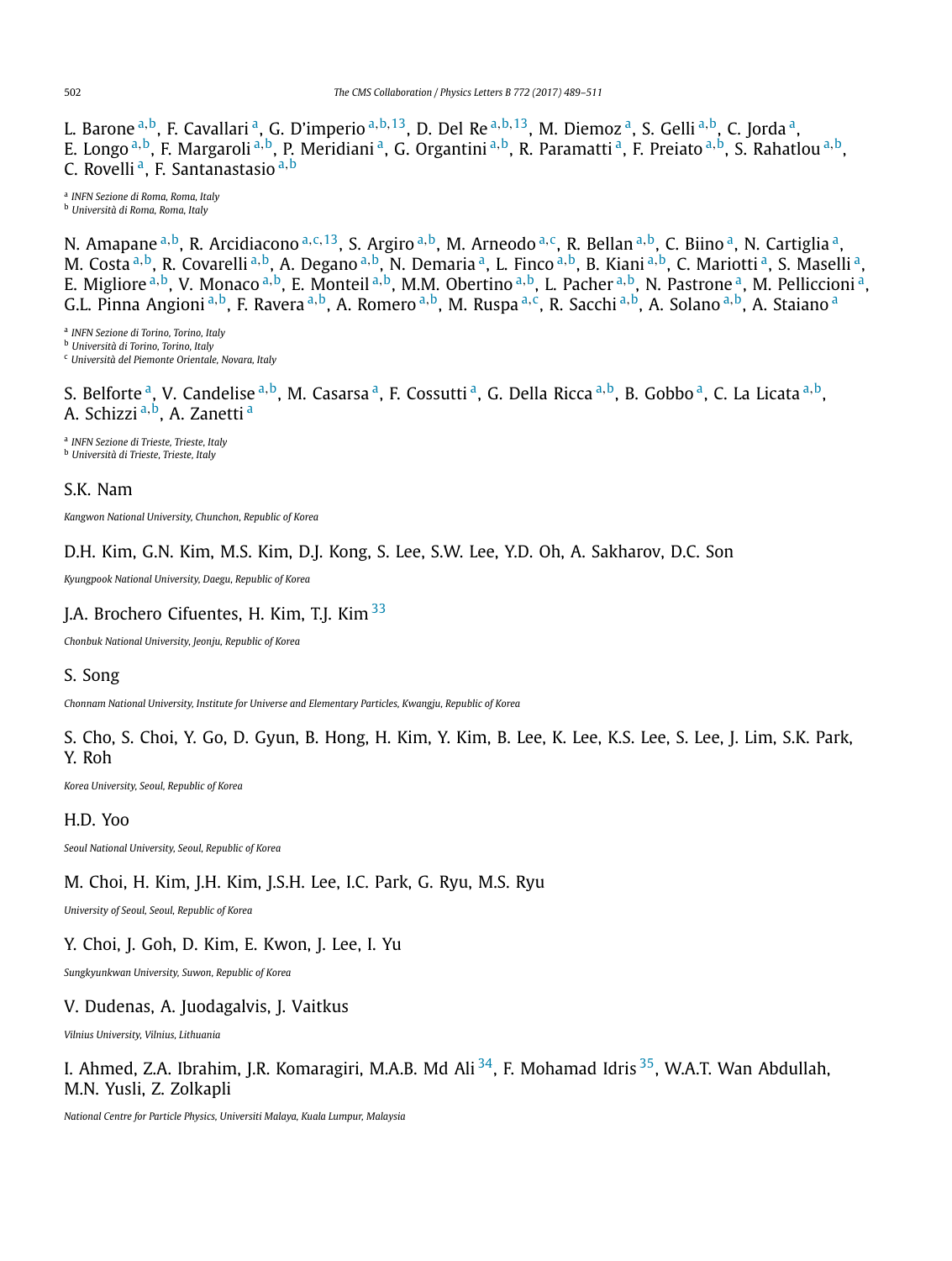L. Barone [a,b], F. Cavallari [a], G. D'imperio [a,b,13], D. Del Re [a,b,13], M. Diemoz [a], S. Gelli [a,b], C. Jorda [a], E. Longo [a,b], F. Margaroli [a,b], P. Meridiani [a], G. Organtini [a,b], R. Paramatti [a], F. Preiato [a,b], S. Rahatlou [a,b], C. Rovelli [a], F. Santanastasio [a,b]

[a] *INFN Sezione di Roma, Roma, Italy*
[b] *Università di Roma, Roma, Italy*

N. Amapane [a,b], R. Arcidiacono [a,c,13], S. Argiro [a,b], M. Arneodo [a,c], R. Bellan [a,b], C. Biino [a], N. Cartiglia [a], M. Costa [a,b], R. Covarelli [a,b], A. Degano [a,b], N. Demaria [a], L. Finco [a,b], B. Kiani [a,b], C. Mariotti [a], S. Maselli [a], E. Migliore [a,b], V. Monaco [a,b], E. Monteil [a,b], M.M. Obertino [a,b], L. Pacher [a,b], N. Pastrone [a], M. Pelliccioni [a], G.L. Pinna Angioni [a,b], F. Ravera [a,b], A. Romero [a,b], M. Ruspa [a,c], R. Sacchi [a,b], A. Solano [a,b], A. Staiano [a]

[a] *INFN Sezione di Torino, Torino, Italy*
[b] *Università di Torino, Torino, Italy*
[c] *Università del Piemonte Orientale, Novara, Italy*

S. Belforte [a], V. Candelise [a,b], M. Casarsa [a], F. Cossutti [a], G. Della Ricca [a,b], B. Gobbo [a], C. La Licata [a,b], A. Schizzi [a,b], A. Zanetti [a]

[a] *INFN Sezione di Trieste, Trieste, Italy*
[b] *Università di Trieste, Trieste, Italy*

S.K. Nam

*Kangwon National University, Chunchon, Republic of Korea*

D.H. Kim, G.N. Kim, M.S. Kim, D.J. Kong, S. Lee, S.W. Lee, Y.D. Oh, A. Sakharov, D.C. Son

*Kyungpook National University, Daegu, Republic of Korea*

J.A. Brochero Cifuentes, H. Kim, T.J. Kim [33]

*Chonbuk National University, Jeonju, Republic of Korea*

S. Song

*Chonnam National University, Institute for Universe and Elementary Particles, Kwangju, Republic of Korea*

S. Cho, S. Choi, Y. Go, D. Gyun, B. Hong, H. Kim, Y. Kim, B. Lee, K. Lee, K.S. Lee, S. Lee, J. Lim, S.K. Park, Y. Roh

*Korea University, Seoul, Republic of Korea*

H.D. Yoo

*Seoul National University, Seoul, Republic of Korea*

M. Choi, H. Kim, J.H. Kim, J.S.H. Lee, I.C. Park, G. Ryu, M.S. Ryu

*University of Seoul, Seoul, Republic of Korea*

Y. Choi, J. Goh, D. Kim, E. Kwon, J. Lee, I. Yu

*Sungkyunkwan University, Suwon, Republic of Korea*

V. Dudenas, A. Juodagalvis, J. Vaitkus

*Vilnius University, Vilnius, Lithuania*

I. Ahmed, Z.A. Ibrahim, J.R. Komaragiri, M.A.B. Md Ali [34], F. Mohamad Idris [35], W.A.T. Wan Abdullah, M.N. Yusli, Z. Zolkapli

*National Centre for Particle Physics, Universiti Malaya, Kuala Lumpur, Malaysia*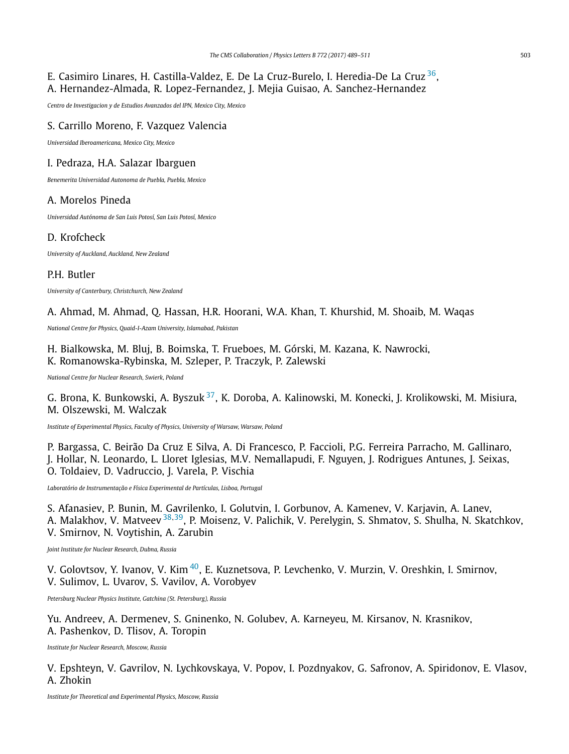E. Casimiro Linares, H. Castilla-Valdez, E. De La Cruz-Burelo, I. Heredia-De La Cruz [36], A. Hernandez-Almada, R. Lopez-Fernandez, J. Mejia Guisao, A. Sanchez-Hernandez

*Centro de Investigacion y de Estudios Avanzados del IPN, Mexico City, Mexico*

S. Carrillo Moreno, F. Vazquez Valencia

*Universidad Iberoamericana, Mexico City, Mexico*

I. Pedraza, H.A. Salazar Ibarguen

*Benemerita Universidad Autonoma de Puebla, Puebla, Mexico*

A. Morelos Pineda

*Universidad Autónoma de San Luis Potosí, San Luis Potosí, Mexico*

D. Krofcheck

*University of Auckland, Auckland, New Zealand*

P.H. Butler

*University of Canterbury, Christchurch, New Zealand*

A. Ahmad, M. Ahmad, Q. Hassan, H.R. Hoorani, W.A. Khan, T. Khurshid, M. Shoaib, M. Waqas

*National Centre for Physics, Quaid-I-Azam University, Islamabad, Pakistan*

H. Bialkowska, M. Bluj, B. Boimska, T. Frueboes, M. Górski, M. Kazana, K. Nawrocki, K. Romanowska-Rybinska, M. Szleper, P. Traczyk, P. Zalewski

*National Centre for Nuclear Research, Swierk, Poland*

G. Brona, K. Bunkowski, A. Byszuk [37], K. Doroba, A. Kalinowski, M. Konecki, J. Krolikowski, M. Misiura, M. Olszewski, M. Walczak

*Institute of Experimental Physics, Faculty of Physics, University of Warsaw, Warsaw, Poland*

P. Bargassa, C. Beirão Da Cruz E Silva, A. Di Francesco, P. Faccioli, P.G. Ferreira Parracho, M. Gallinaro, J. Hollar, N. Leonardo, L. Lloret Iglesias, M.V. Nemallapudi, F. Nguyen, J. Rodrigues Antunes, J. Seixas, O. Toldaiev, D. Vadruccio, J. Varela, P. Vischia

*Laboratório de Instrumentação e Física Experimental de Partículas, Lisboa, Portugal*

S. Afanasiev, P. Bunin, M. Gavrilenko, I. Golutvin, I. Gorbunov, A. Kamenev, V. Karjavin, A. Lanev, A. Malakhov, V. Matveev [38,39], P. Moisenz, V. Palichik, V. Perelygin, S. Shmatov, S. Shulha, N. Skatchkov, V. Smirnov, N. Voytishin, A. Zarubin

*Joint Institute for Nuclear Research, Dubna, Russia*

V. Golovtsov, Y. Ivanov, V. Kim [40], E. Kuznetsova, P. Levchenko, V. Murzin, V. Oreshkin, I. Smirnov, V. Sulimov, L. Uvarov, S. Vavilov, A. Vorobyev

*Petersburg Nuclear Physics Institute, Gatchina (St. Petersburg), Russia*

Yu. Andreev, A. Dermenev, S. Gninenko, N. Golubev, A. Karneyeu, M. Kirsanov, N. Krasnikov, A. Pashenkov, D. Tlisov, A. Toropin

*Institute for Nuclear Research, Moscow, Russia*

V. Epshteyn, V. Gavrilov, N. Lychkovskaya, V. Popov, I. Pozdnyakov, G. Safronov, A. Spiridonov, E. Vlasov, A. Zhokin

*Institute for Theoretical and Experimental Physics, Moscow, Russia*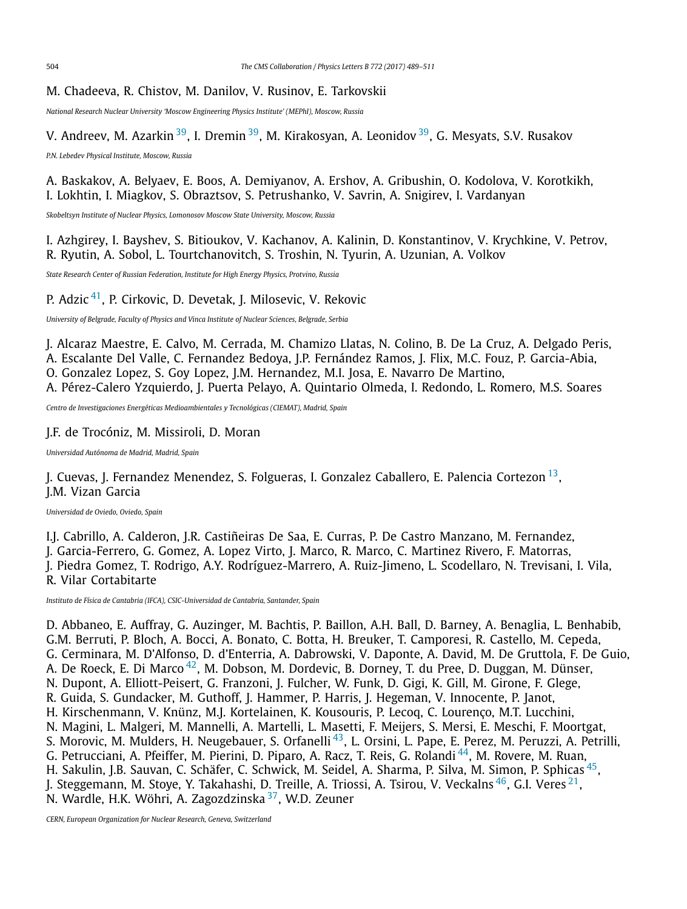M. Chadeeva, R. Chistov, M. Danilov, V. Rusinov, E. Tarkovskii

*National Research Nuclear University 'Moscow Engineering Physics Institute' (MEPhI), Moscow, Russia*

V. Andreev, M. Azarkin [39], I. Dremin [39], M. Kirakosyan, A. Leonidov [39], G. Mesyats, S.V. Rusakov

*P.N. Lebedev Physical Institute, Moscow, Russia*

A. Baskakov, A. Belyaev, E. Boos, A. Demiyanov, A. Ershov, A. Gribushin, O. Kodolova, V. Korotkikh, I. Lokhtin, I. Miagkov, S. Obraztsov, S. Petrushanko, V. Savrin, A. Snigirev, I. Vardanyan

*Skobeltsyn Institute of Nuclear Physics, Lomonosov Moscow State University, Moscow, Russia*

I. Azhgirey, I. Bayshev, S. Bitioukov, V. Kachanov, A. Kalinin, D. Konstantinov, V. Krychkine, V. Petrov, R. Ryutin, A. Sobol, L. Tourtchanovitch, S. Troshin, N. Tyurin, A. Uzunian, A. Volkov

*State Research Center of Russian Federation, Institute for High Energy Physics, Protvino, Russia*

P. Adzic [41], P. Cirkovic, D. Devetak, J. Milosevic, V. Rekovic

*University of Belgrade, Faculty of Physics and Vinca Institute of Nuclear Sciences, Belgrade, Serbia*

J. Alcaraz Maestre, E. Calvo, M. Cerrada, M. Chamizo Llatas, N. Colino, B. De La Cruz, A. Delgado Peris, A. Escalante Del Valle, C. Fernandez Bedoya, J.P. Fernández Ramos, J. Flix, M.C. Fouz, P. Garcia-Abia, O. Gonzalez Lopez, S. Goy Lopez, J.M. Hernandez, M.I. Josa, E. Navarro De Martino, A. Pérez-Calero Yzquierdo, J. Puerta Pelayo, A. Quintario Olmeda, I. Redondo, L. Romero, M.S. Soares

*Centro de Investigaciones Energéticas Medioambientales y Tecnológicas (CIEMAT), Madrid, Spain*

J.F. de Trocóniz, M. Missiroli, D. Moran

*Universidad Autónoma de Madrid, Madrid, Spain*

J. Cuevas, J. Fernandez Menendez, S. Folgueras, I. Gonzalez Caballero, E. Palencia Cortezon [13], J.M. Vizan Garcia

*Universidad de Oviedo, Oviedo, Spain*

I.J. Cabrillo, A. Calderon, J.R. Castiñeiras De Saa, E. Curras, P. De Castro Manzano, M. Fernandez, J. Garcia-Ferrero, G. Gomez, A. Lopez Virto, J. Marco, R. Marco, C. Martinez Rivero, F. Matorras, J. Piedra Gomez, T. Rodrigo, A.Y. Rodríguez-Marrero, A. Ruiz-Jimeno, L. Scodellaro, N. Trevisani, I. Vila, R. Vilar Cortabitarte

*Instituto de Física de Cantabria (IFCA), CSIC-Universidad de Cantabria, Santander, Spain*

D. Abbaneo, E. Auffray, G. Auzinger, M. Bachtis, P. Baillon, A.H. Ball, D. Barney, A. Benaglia, L. Benhabib, G.M. Berruti, P. Bloch, A. Bocci, A. Bonato, C. Botta, H. Breuker, T. Camporesi, R. Castello, M. Cepeda, G. Cerminara, M. D'Alfonso, D. d'Enterria, A. Dabrowski, V. Daponte, A. David, M. De Gruttola, F. De Guio, A. De Roeck, E. Di Marco [42], M. Dobson, M. Dordevic, B. Dorney, T. du Pree, D. Duggan, M. Dünser, N. Dupont, A. Elliott-Peisert, G. Franzoni, J. Fulcher, W. Funk, D. Gigi, K. Gill, M. Girone, F. Glege, R. Guida, S. Gundacker, M. Guthoff, J. Hammer, P. Harris, J. Hegeman, V. Innocente, P. Janot, H. Kirschenmann, V. Knünz, M.J. Kortelainen, K. Kousouris, P. Lecoq, C. Lourenço, M.T. Lucchini, N. Magini, L. Malgeri, M. Mannelli, A. Martelli, L. Masetti, F. Meijers, S. Mersi, E. Meschi, F. Moortgat, S. Morovic, M. Mulders, H. Neugebauer, S. Orfanelli [43], L. Orsini, L. Pape, E. Perez, M. Peruzzi, A. Petrilli, G. Petrucciani, A. Pfeiffer, M. Pierini, D. Piparo, A. Racz, T. Reis, G. Rolandi [44], M. Rovere, M. Ruan, H. Sakulin, J.B. Sauvan, C. Schäfer, C. Schwick, M. Seidel, A. Sharma, P. Silva, M. Simon, P. Sphicas [45], J. Steggemann, M. Stoye, Y. Takahashi, D. Treille, A. Triossi, A. Tsirou, V. Veckalns [46], G.I. Veres [21], N. Wardle, H.K. Wöhri, A. Zagozdzinska [37], W.D. Zeuner

*CERN, European Organization for Nuclear Research, Geneva, Switzerland*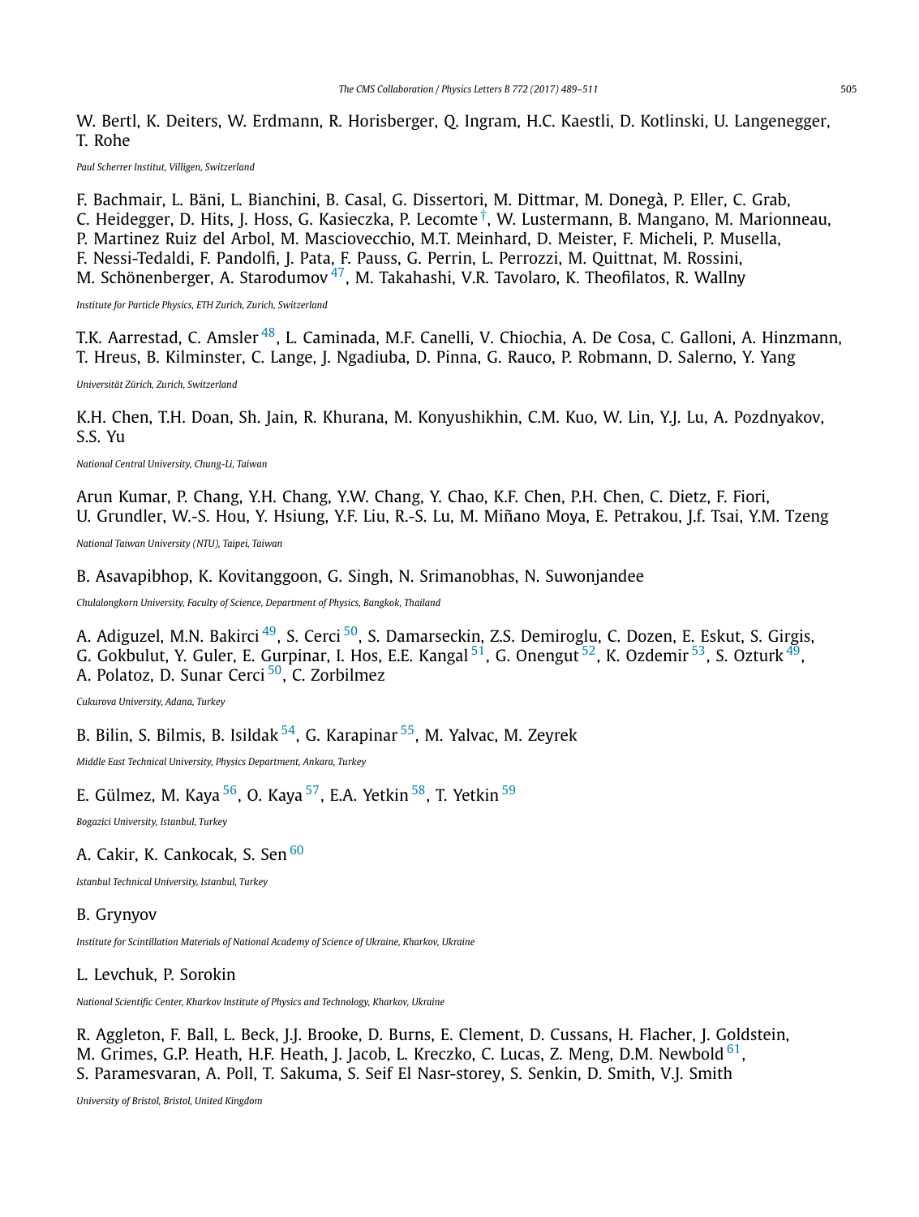W. Bertl, K. Deiters, W. Erdmann, R. Horisberger, Q. Ingram, H.C. Kaestli, D. Kotlinski, U. Langenegger, T. Rohe

*Paul Scherrer Institut, Villigen, Switzerland*

F. Bachmair, L. Bäni, L. Bianchini, B. Casal, G. Dissertori, M. Dittmar, M. Donegà, P. Eller, C. Grab, C. Heidegger, D. Hits, J. Hoss, G. Kasieczka, P. Lecomte [†], W. Lustermann, B. Mangano, M. Marionneau, P. Martinez Ruiz del Arbol, M. Masciovecchio, M.T. Meinhard, D. Meister, F. Micheli, P. Musella, F. Nessi-Tedaldi, F. Pandolfi, J. Pata, F. Pauss, G. Perrin, L. Perrozzi, M. Quittnat, M. Rossini, M. Schönenberger, A. Starodumov [47], M. Takahashi, V.R. Tavolaro, K. Theofilatos, R. Wallny

*Institute for Particle Physics, ETH Zurich, Zurich, Switzerland*

T.K. Aarrestad, C. Amsler [48], L. Caminada, M.F. Canelli, V. Chiochia, A. De Cosa, C. Galloni, A. Hinzmann, T. Hreus, B. Kilminster, C. Lange, J. Ngadiuba, D. Pinna, G. Rauco, P. Robmann, D. Salerno, Y. Yang

*Universität Zürich, Zurich, Switzerland*

K.H. Chen, T.H. Doan, Sh. Jain, R. Khurana, M. Konyushikhin, C.M. Kuo, W. Lin, Y.J. Lu, A. Pozdnyakov, S.S. Yu

*National Central University, Chung-Li, Taiwan*

Arun Kumar, P. Chang, Y.H. Chang, Y.W. Chang, Y. Chao, K.F. Chen, P.H. Chen, C. Dietz, F. Fiori, U. Grundler, W.-S. Hou, Y. Hsiung, Y.F. Liu, R.-S. Lu, M. Miñano Moya, E. Petrakou, J.f. Tsai, Y.M. Tzeng

*National Taiwan University (NTU), Taipei, Taiwan*

B. Asavapibhop, K. Kovitanggoon, G. Singh, N. Srimanobhas, N. Suwonjandee

*Chulalongkorn University, Faculty of Science, Department of Physics, Bangkok, Thailand*

A. Adiguzel, M.N. Bakirci [49], S. Cerci [50], S. Damarseckin, Z.S. Demiroglu, C. Dozen, E. Eskut, S. Girgis, G. Gokbulut, Y. Guler, E. Gurpinar, I. Hos, E.E. Kangal [51], G. Onengut [52], K. Ozdemir [53], S. Ozturk [49], A. Polatoz, D. Sunar Cerci [50], C. Zorbilmez

*Cukurova University, Adana, Turkey*

B. Bilin, S. Bilmis, B. Isildak [54], G. Karapinar [55], M. Yalvac, M. Zeyrek

*Middle East Technical University, Physics Department, Ankara, Turkey*

E. Gülmez, M. Kaya [56], O. Kaya [57], E.A. Yetkin [58], T. Yetkin [59]

*Bogazici University, Istanbul, Turkey*

A. Cakir, K. Cankocak, S. Sen [60]

*Istanbul Technical University, Istanbul, Turkey*

B. Grynyov

*Institute for Scintillation Materials of National Academy of Science of Ukraine, Kharkov, Ukraine*

L. Levchuk, P. Sorokin

*National Scientific Center, Kharkov Institute of Physics and Technology, Kharkov, Ukraine*

R. Aggleton, F. Ball, L. Beck, J.J. Brooke, D. Burns, E. Clement, D. Cussans, H. Flacher, J. Goldstein, M. Grimes, G.P. Heath, H.F. Heath, J. Jacob, L. Kreczko, C. Lucas, Z. Meng, D.M. Newbold [61], S. Paramesvaran, A. Poll, T. Sakuma, S. Seif El Nasr-storey, S. Senkin, D. Smith, V.J. Smith

*University of Bristol, Bristol, United Kingdom*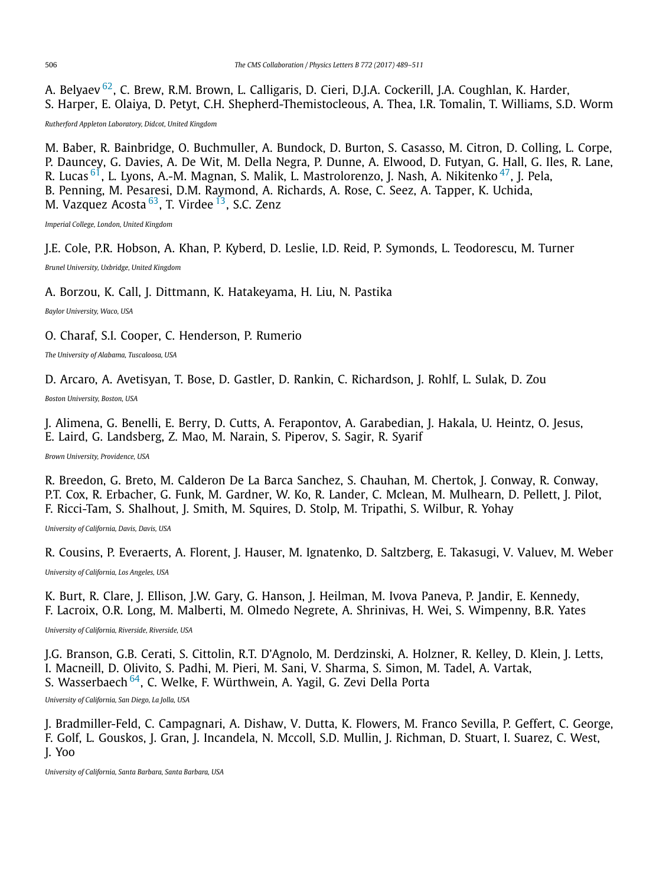A. Belyaev [62], C. Brew, R.M. Brown, L. Calligaris, D. Cieri, D.J.A. Cockerill, J.A. Coughlan, K. Harder, S. Harper, E. Olaiya, D. Petyt, C.H. Shepherd-Themistocleous, A. Thea, I.R. Tomalin, T. Williams, S.D. Worm

*Rutherford Appleton Laboratory, Didcot, United Kingdom*

M. Baber, R. Bainbridge, O. Buchmuller, A. Bundock, D. Burton, S. Casasso, M. Citron, D. Colling, L. Corpe, P. Dauncey, G. Davies, A. De Wit, M. Della Negra, P. Dunne, A. Elwood, D. Futyan, G. Hall, G. Iles, R. Lane, R. Lucas [61], L. Lyons, A.-M. Magnan, S. Malik, L. Mastrolorenzo, J. Nash, A. Nikitenko [47], J. Pela, B. Penning, M. Pesaresi, D.M. Raymond, A. Richards, A. Rose, C. Seez, A. Tapper, K. Uchida, M. Vazquez Acosta [63], T. Virdee [13], S.C. Zenz

*Imperial College, London, United Kingdom*

J.E. Cole, P.R. Hobson, A. Khan, P. Kyberd, D. Leslie, I.D. Reid, P. Symonds, L. Teodorescu, M. Turner

*Brunel University, Uxbridge, United Kingdom*

A. Borzou, K. Call, J. Dittmann, K. Hatakeyama, H. Liu, N. Pastika

*Baylor University, Waco, USA*

O. Charaf, S.I. Cooper, C. Henderson, P. Rumerio

*The University of Alabama, Tuscaloosa, USA*

D. Arcaro, A. Avetisyan, T. Bose, D. Gastler, D. Rankin, C. Richardson, J. Rohlf, L. Sulak, D. Zou

*Boston University, Boston, USA*

J. Alimena, G. Benelli, E. Berry, D. Cutts, A. Ferapontov, A. Garabedian, J. Hakala, U. Heintz, O. Jesus, E. Laird, G. Landsberg, Z. Mao, M. Narain, S. Piperov, S. Sagir, R. Syarif

*Brown University, Providence, USA*

R. Breedon, G. Breto, M. Calderon De La Barca Sanchez, S. Chauhan, M. Chertok, J. Conway, R. Conway, P.T. Cox, R. Erbacher, G. Funk, M. Gardner, W. Ko, R. Lander, C. Mclean, M. Mulhearn, D. Pellett, J. Pilot, F. Ricci-Tam, S. Shalhout, J. Smith, M. Squires, D. Stolp, M. Tripathi, S. Wilbur, R. Yohay

*University of California, Davis, Davis, USA*

R. Cousins, P. Everaerts, A. Florent, J. Hauser, M. Ignatenko, D. Saltzberg, E. Takasugi, V. Valuev, M. Weber

*University of California, Los Angeles, USA*

K. Burt, R. Clare, J. Ellison, J.W. Gary, G. Hanson, J. Heilman, M. Ivova Paneva, P. Jandir, E. Kennedy, F. Lacroix, O.R. Long, M. Malberti, M. Olmedo Negrete, A. Shrinivas, H. Wei, S. Wimpenny, B.R. Yates

*University of California, Riverside, Riverside, USA*

J.G. Branson, G.B. Cerati, S. Cittolin, R.T. D'Agnolo, M. Derdzinski, A. Holzner, R. Kelley, D. Klein, J. Letts, I. Macneill, D. Olivito, S. Padhi, M. Pieri, M. Sani, V. Sharma, S. Simon, M. Tadel, A. Vartak, S. Wasserbaech [64], C. Welke, F. Würthwein, A. Yagil, G. Zevi Della Porta

*University of California, San Diego, La Jolla, USA*

J. Bradmiller-Feld, C. Campagnari, A. Dishaw, V. Dutta, K. Flowers, M. Franco Sevilla, P. Geffert, C. George, F. Golf, L. Gouskos, J. Gran, J. Incandela, N. Mccoll, S.D. Mullin, J. Richman, D. Stuart, I. Suarez, C. West, J. Yoo

*University of California, Santa Barbara, Santa Barbara, USA*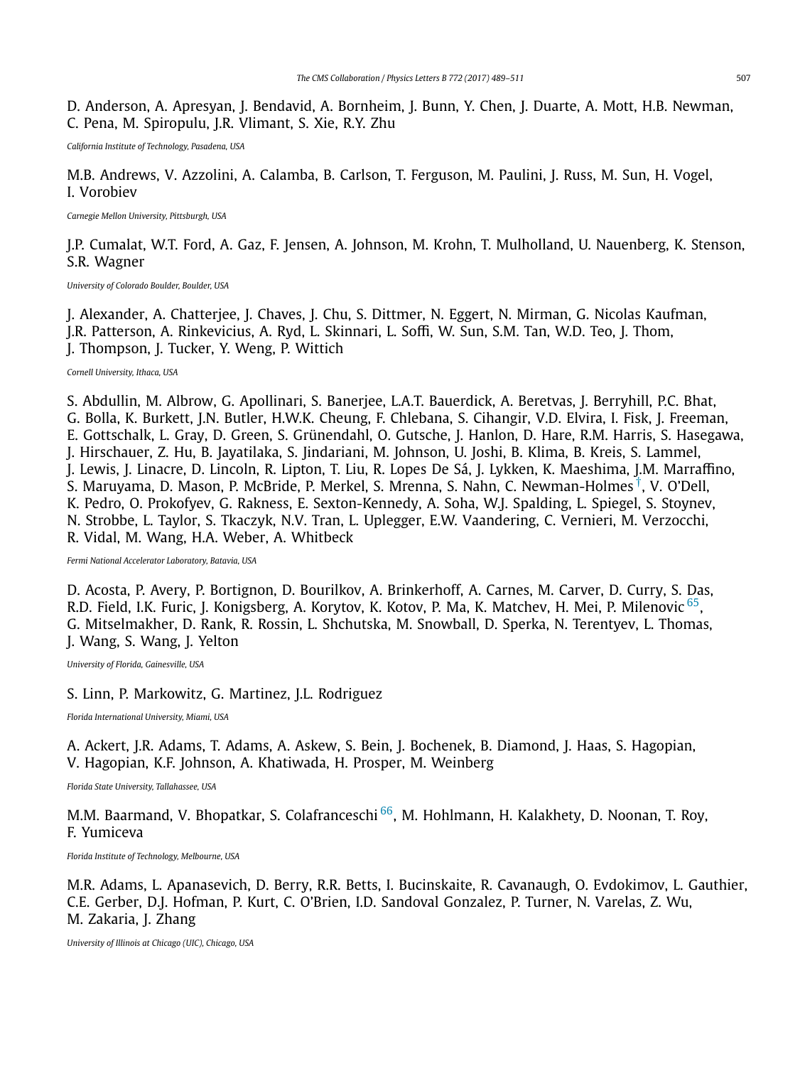D. Anderson, A. Apresyan, J. Bendavid, A. Bornheim, J. Bunn, Y. Chen, J. Duarte, A. Mott, H.B. Newman, C. Pena, M. Spiropulu, J.R. Vlimant, S. Xie, R.Y. Zhu

*California Institute of Technology, Pasadena, USA*

M.B. Andrews, V. Azzolini, A. Calamba, B. Carlson, T. Ferguson, M. Paulini, J. Russ, M. Sun, H. Vogel, I. Vorobiev

*Carnegie Mellon University, Pittsburgh, USA*

J.P. Cumalat, W.T. Ford, A. Gaz, F. Jensen, A. Johnson, M. Krohn, T. Mulholland, U. Nauenberg, K. Stenson, S.R. Wagner

*University of Colorado Boulder, Boulder, USA*

J. Alexander, A. Chatterjee, J. Chaves, J. Chu, S. Dittmer, N. Eggert, N. Mirman, G. Nicolas Kaufman, J.R. Patterson, A. Rinkevicius, A. Ryd, L. Skinnari, L. Soffi, W. Sun, S.M. Tan, W.D. Teo, J. Thom, J. Thompson, J. Tucker, Y. Weng, P. Wittich

*Cornell University, Ithaca, USA*

S. Abdullin, M. Albrow, G. Apollinari, S. Banerjee, L.A.T. Bauerdick, A. Beretvas, J. Berryhill, P.C. Bhat, G. Bolla, K. Burkett, J.N. Butler, H.W.K. Cheung, F. Chlebana, S. Cihangir, V.D. Elvira, I. Fisk, J. Freeman, E. Gottschalk, L. Gray, D. Green, S. Grünendahl, O. Gutsche, J. Hanlon, D. Hare, R.M. Harris, S. Hasegawa, J. Hirschauer, Z. Hu, B. Jayatilaka, S. Jindariani, M. Johnson, U. Joshi, B. Klima, B. Kreis, S. Lammel, J. Lewis, J. Linacre, D. Lincoln, R. Lipton, T. Liu, R. Lopes De Sá, J. Lykken, K. Maeshima, J.M. Marraffino, S. Maruyama, D. Mason, P. McBride, P. Merkel, S. Mrenna, S. Nahn, C. Newman-Holmes[†], V. O'Dell, K. Pedro, O. Prokofyev, G. Rakness, E. Sexton-Kennedy, A. Soha, W.J. Spalding, L. Spiegel, S. Stoynev, N. Strobbe, L. Taylor, S. Tkaczyk, N.V. Tran, L. Uplegger, E.W. Vaandering, C. Vernieri, M. Verzocchi, R. Vidal, M. Wang, H.A. Weber, A. Whitbeck

*Fermi National Accelerator Laboratory, Batavia, USA*

D. Acosta, P. Avery, P. Bortignon, D. Bourilkov, A. Brinkerhoff, A. Carnes, M. Carver, D. Curry, S. Das, R.D. Field, I.K. Furic, J. Konigsberg, A. Korytov, K. Kotov, P. Ma, K. Matchev, H. Mei, P. Milenovic[65], G. Mitselmakher, D. Rank, R. Rossin, L. Shchutska, M. Snowball, D. Sperka, N. Terentyev, L. Thomas, J. Wang, S. Wang, J. Yelton

*University of Florida, Gainesville, USA*

S. Linn, P. Markowitz, G. Martinez, J.L. Rodriguez

*Florida International University, Miami, USA*

A. Ackert, J.R. Adams, T. Adams, A. Askew, S. Bein, J. Bochenek, B. Diamond, J. Haas, S. Hagopian, V. Hagopian, K.F. Johnson, A. Khatiwada, H. Prosper, M. Weinberg

*Florida State University, Tallahassee, USA*

M.M. Baarmand, V. Bhopatkar, S. Colafranceschi[66], M. Hohlmann, H. Kalakhety, D. Noonan, T. Roy, F. Yumiceva

*Florida Institute of Technology, Melbourne, USA*

M.R. Adams, L. Apanasevich, D. Berry, R.R. Betts, I. Bucinskaite, R. Cavanaugh, O. Evdokimov, L. Gauthier, C.E. Gerber, D.J. Hofman, P. Kurt, C. O'Brien, I.D. Sandoval Gonzalez, P. Turner, N. Varelas, Z. Wu, M. Zakaria, J. Zhang

*University of Illinois at Chicago (UIC), Chicago, USA*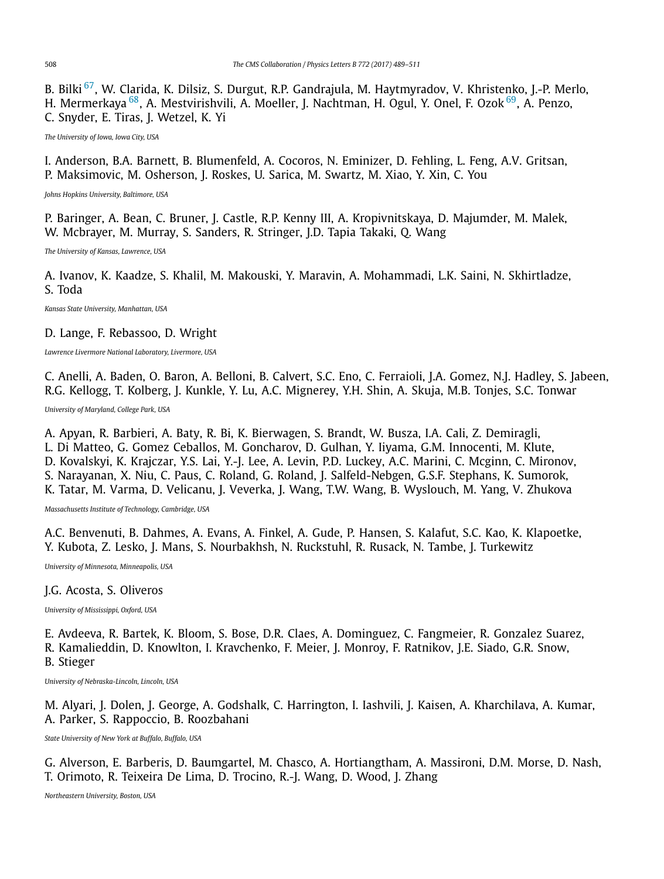B. Bilki [67], W. Clarida, K. Dilsiz, S. Durgut, R.P. Gandrajula, M. Haytmyradov, V. Khristenko, J.-P. Merlo, H. Mermerkaya [68], A. Mestvirishvili, A. Moeller, J. Nachtman, H. Ogul, Y. Onel, F. Ozok [69], A. Penzo, C. Snyder, E. Tiras, J. Wetzel, K. Yi

*The University of Iowa, Iowa City, USA*

I. Anderson, B.A. Barnett, B. Blumenfeld, A. Cocoros, N. Eminizer, D. Fehling, L. Feng, A.V. Gritsan, P. Maksimovic, M. Osherson, J. Roskes, U. Sarica, M. Swartz, M. Xiao, Y. Xin, C. You

*Johns Hopkins University, Baltimore, USA*

P. Baringer, A. Bean, C. Bruner, J. Castle, R.P. Kenny III, A. Kropivnitskaya, D. Majumder, M. Malek, W. Mcbrayer, M. Murray, S. Sanders, R. Stringer, J.D. Tapia Takaki, Q. Wang

*The University of Kansas, Lawrence, USA*

A. Ivanov, K. Kaadze, S. Khalil, M. Makouski, Y. Maravin, A. Mohammadi, L.K. Saini, N. Skhirtladze, S. Toda

*Kansas State University, Manhattan, USA*

D. Lange, F. Rebassoo, D. Wright

*Lawrence Livermore National Laboratory, Livermore, USA*

C. Anelli, A. Baden, O. Baron, A. Belloni, B. Calvert, S.C. Eno, C. Ferraioli, J.A. Gomez, N.J. Hadley, S. Jabeen, R.G. Kellogg, T. Kolberg, J. Kunkle, Y. Lu, A.C. Mignerey, Y.H. Shin, A. Skuja, M.B. Tonjes, S.C. Tonwar

*University of Maryland, College Park, USA*

A. Apyan, R. Barbieri, A. Baty, R. Bi, K. Bierwagen, S. Brandt, W. Busza, I.A. Cali, Z. Demiragli, L. Di Matteo, G. Gomez Ceballos, M. Goncharov, D. Gulhan, Y. Iiyama, G.M. Innocenti, M. Klute, D. Kovalskyi, K. Krajczar, Y.S. Lai, Y.-J. Lee, A. Levin, P.D. Luckey, A.C. Marini, C. Mcginn, C. Mironov, S. Narayanan, X. Niu, C. Paus, C. Roland, G. Roland, J. Salfeld-Nebgen, G.S.F. Stephans, K. Sumorok, K. Tatar, M. Varma, D. Velicanu, J. Veverka, J. Wang, T.W. Wang, B. Wyslouch, M. Yang, V. Zhukova

*Massachusetts Institute of Technology, Cambridge, USA*

A.C. Benvenuti, B. Dahmes, A. Evans, A. Finkel, A. Gude, P. Hansen, S. Kalafut, S.C. Kao, K. Klapoetke, Y. Kubota, Z. Lesko, J. Mans, S. Nourbakhsh, N. Ruckstuhl, R. Rusack, N. Tambe, J. Turkewitz

*University of Minnesota, Minneapolis, USA*

J.G. Acosta, S. Oliveros

*University of Mississippi, Oxford, USA*

E. Avdeeva, R. Bartek, K. Bloom, S. Bose, D.R. Claes, A. Dominguez, C. Fangmeier, R. Gonzalez Suarez, R. Kamalieddin, D. Knowlton, I. Kravchenko, F. Meier, J. Monroy, F. Ratnikov, J.E. Siado, G.R. Snow, B. Stieger

*University of Nebraska-Lincoln, Lincoln, USA*

M. Alyari, J. Dolen, J. George, A. Godshalk, C. Harrington, I. Iashvili, J. Kaisen, A. Kharchilava, A. Kumar, A. Parker, S. Rappoccio, B. Roozbahani

*State University of New York at Buffalo, Buffalo, USA*

G. Alverson, E. Barberis, D. Baumgartel, M. Chasco, A. Hortiangtham, A. Massironi, D.M. Morse, D. Nash, T. Orimoto, R. Teixeira De Lima, D. Trocino, R.-J. Wang, D. Wood, J. Zhang

*Northeastern University, Boston, USA*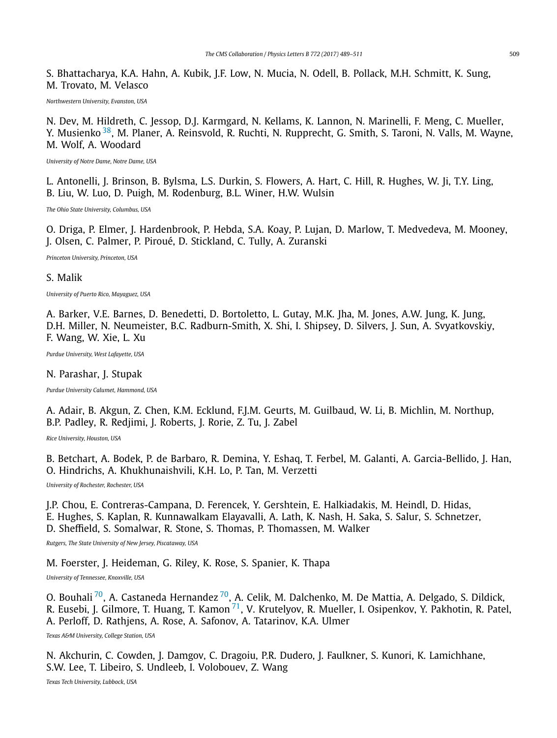S. Bhattacharya, K.A. Hahn, A. Kubik, J.F. Low, N. Mucia, N. Odell, B. Pollack, M.H. Schmitt, K. Sung, M. Trovato, M. Velasco

*Northwestern University, Evanston, USA*

N. Dev, M. Hildreth, C. Jessop, D.J. Karmgard, N. Kellams, K. Lannon, N. Marinelli, F. Meng, C. Mueller, Y. Musienko [38], M. Planer, A. Reinsvold, R. Ruchti, N. Rupprecht, G. Smith, S. Taroni, N. Valls, M. Wayne, M. Wolf, A. Woodard

*University of Notre Dame, Notre Dame, USA*

L. Antonelli, J. Brinson, B. Bylsma, L.S. Durkin, S. Flowers, A. Hart, C. Hill, R. Hughes, W. Ji, T.Y. Ling, B. Liu, W. Luo, D. Puigh, M. Rodenburg, B.L. Winer, H.W. Wulsin

*The Ohio State University, Columbus, USA*

O. Driga, P. Elmer, J. Hardenbrook, P. Hebda, S.A. Koay, P. Lujan, D. Marlow, T. Medvedeva, M. Mooney, J. Olsen, C. Palmer, P. Piroué, D. Stickland, C. Tully, A. Zuranski

*Princeton University, Princeton, USA*

S. Malik

*University of Puerto Rico, Mayaguez, USA*

A. Barker, V.E. Barnes, D. Benedetti, D. Bortoletto, L. Gutay, M.K. Jha, M. Jones, A.W. Jung, K. Jung, D.H. Miller, N. Neumeister, B.C. Radburn-Smith, X. Shi, I. Shipsey, D. Silvers, J. Sun, A. Svyatkovskiy, F. Wang, W. Xie, L. Xu

*Purdue University, West Lafayette, USA*

N. Parashar, J. Stupak

*Purdue University Calumet, Hammond, USA*

A. Adair, B. Akgun, Z. Chen, K.M. Ecklund, F.J.M. Geurts, M. Guilbaud, W. Li, B. Michlin, M. Northup, B.P. Padley, R. Redjimi, J. Roberts, J. Rorie, Z. Tu, J. Zabel

*Rice University, Houston, USA*

B. Betchart, A. Bodek, P. de Barbaro, R. Demina, Y. Eshaq, T. Ferbel, M. Galanti, A. Garcia-Bellido, J. Han, O. Hindrichs, A. Khukhunaishvili, K.H. Lo, P. Tan, M. Verzetti

*University of Rochester, Rochester, USA*

J.P. Chou, E. Contreras-Campana, D. Ferencek, Y. Gershtein, E. Halkiadakis, M. Heindl, D. Hidas, E. Hughes, S. Kaplan, R. Kunnawalkam Elayavalli, A. Lath, K. Nash, H. Saka, S. Salur, S. Schnetzer, D. Sheffield, S. Somalwar, R. Stone, S. Thomas, P. Thomassen, M. Walker

*Rutgers, The State University of New Jersey, Piscataway, USA*

M. Foerster, J. Heideman, G. Riley, K. Rose, S. Spanier, K. Thapa

*University of Tennessee, Knoxville, USA*

O. Bouhali [70], A. Castaneda Hernandez [70], A. Celik, M. Dalchenko, M. De Mattia, A. Delgado, S. Dildick, R. Eusebi, J. Gilmore, T. Huang, T. Kamon [71], V. Krutelyov, R. Mueller, I. Osipenkov, Y. Pakhotin, R. Patel, A. Perloff, D. Rathjens, A. Rose, A. Safonov, A. Tatarinov, K.A. Ulmer

*Texas A&M University, College Station, USA*

N. Akchurin, C. Cowden, J. Damgov, C. Dragoiu, P.R. Dudero, J. Faulkner, S. Kunori, K. Lamichhane, S.W. Lee, T. Libeiro, S. Undleeb, I. Volobouev, Z. Wang

*Texas Tech University, Lubbock, USA*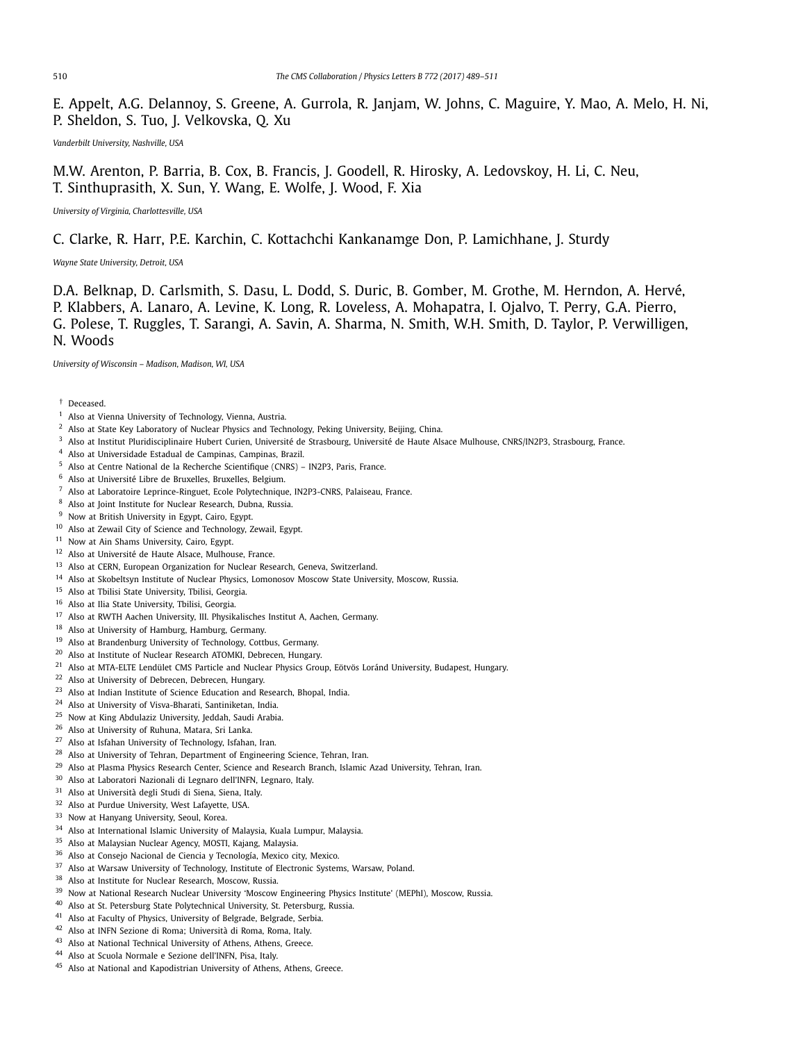E. Appelt, A.G. Delannoy, S. Greene, A. Gurrola, R. Janjam, W. Johns, C. Maguire, Y. Mao, A. Melo, H. Ni, P. Sheldon, S. Tuo, J. Velkovska, Q. Xu

*Vanderbilt University, Nashville, USA*

M.W. Arenton, P. Barria, B. Cox, B. Francis, J. Goodell, R. Hirosky, A. Ledovskoy, H. Li, C. Neu, T. Sinthuprasith, X. Sun, Y. Wang, E. Wolfe, J. Wood, F. Xia

*University of Virginia, Charlottesville, USA*

C. Clarke, R. Harr, P.E. Karchin, C. Kottachchi Kankanamge Don, P. Lamichhane, J. Sturdy

*Wayne State University, Detroit, USA*

D.A. Belknap, D. Carlsmith, S. Dasu, L. Dodd, S. Duric, B. Gomber, M. Grothe, M. Herndon, A. Hervé, P. Klabbers, A. Lanaro, A. Levine, K. Long, R. Loveless, A. Mohapatra, I. Ojalvo, T. Perry, G.A. Pierro, G. Polese, T. Ruggles, T. Sarangi, A. Savin, A. Sharma, N. Smith, W.H. Smith, D. Taylor, P. Verwilligen, N. Woods

*University of Wisconsin – Madison, Madison, WI, USA*

† Deceased.
[1] Also at Vienna University of Technology, Vienna, Austria.
[2] Also at State Key Laboratory of Nuclear Physics and Technology, Peking University, Beijing, China.
[3] Also at Institut Pluridisciplinaire Hubert Curien, Université de Strasbourg, Université de Haute Alsace Mulhouse, CNRS/IN2P3, Strasbourg, France.
[4] Also at Universidade Estadual de Campinas, Campinas, Brazil.
[5] Also at Centre National de la Recherche Scientifique (CNRS) – IN2P3, Paris, France.
[6] Also at Université Libre de Bruxelles, Bruxelles, Belgium.
[7] Also at Laboratoire Leprince-Ringuet, Ecole Polytechnique, IN2P3-CNRS, Palaiseau, France.
[8] Also at Joint Institute for Nuclear Research, Dubna, Russia.
[9] Now at British University in Egypt, Cairo, Egypt.
[10] Also at Zewail City of Science and Technology, Zewail, Egypt.
[11] Now at Ain Shams University, Cairo, Egypt.
[12] Also at Université de Haute Alsace, Mulhouse, France.
[13] Also at CERN, European Organization for Nuclear Research, Geneva, Switzerland.
[14] Also at Skobeltsyn Institute of Nuclear Physics, Lomonosov Moscow State University, Moscow, Russia.
[15] Also at Tbilisi State University, Tbilisi, Georgia.
[16] Also at Ilia State University, Tbilisi, Georgia.
[17] Also at RWTH Aachen University, III. Physikalisches Institut A, Aachen, Germany.
[18] Also at University of Hamburg, Hamburg, Germany.
[19] Also at Brandenburg University of Technology, Cottbus, Germany.
[20] Also at Institute of Nuclear Research ATOMKI, Debrecen, Hungary.
[21] Also at MTA-ELTE Lendület CMS Particle and Nuclear Physics Group, Eötvös Loránd University, Budapest, Hungary.
[22] Also at University of Debrecen, Debrecen, Hungary.
[23] Also at Indian Institute of Science Education and Research, Bhopal, India.
[24] Also at University of Visva-Bharati, Santiniketan, India.
[25] Now at King Abdulaziz University, Jeddah, Saudi Arabia.
[26] Also at University of Ruhuna, Matara, Sri Lanka.
[27] Also at Isfahan University of Technology, Isfahan, Iran.
[28] Also at University of Tehran, Department of Engineering Science, Tehran, Iran.
[29] Also at Plasma Physics Research Center, Science and Research Branch, Islamic Azad University, Tehran, Iran.
[30] Also at Laboratori Nazionali di Legnaro dell'INFN, Legnaro, Italy.
[31] Also at Università degli Studi di Siena, Siena, Italy.
[32] Also at Purdue University, West Lafayette, USA.
[33] Now at Hanyang University, Seoul, Korea.
[34] Also at International Islamic University of Malaysia, Kuala Lumpur, Malaysia.
[35] Also at Malaysian Nuclear Agency, MOSTI, Kajang, Malaysia.
[36] Also at Consejo Nacional de Ciencia y Tecnología, Mexico city, Mexico.
[37] Also at Warsaw University of Technology, Institute of Electronic Systems, Warsaw, Poland.
[38] Also at Institute for Nuclear Research, Moscow, Russia.
[39] Now at National Research Nuclear University 'Moscow Engineering Physics Institute' (MEPhI), Moscow, Russia.
[40] Also at St. Petersburg State Polytechnical University, St. Petersburg, Russia.
[41] Also at Faculty of Physics, University of Belgrade, Belgrade, Serbia.
[42] Also at INFN Sezione di Roma; Università di Roma, Roma, Italy.
[43] Also at National Technical University of Athens, Athens, Greece.
[44] Also at Scuola Normale e Sezione dell'INFN, Pisa, Italy.
[45] Also at National and Kapodistrian University of Athens, Athens, Greece.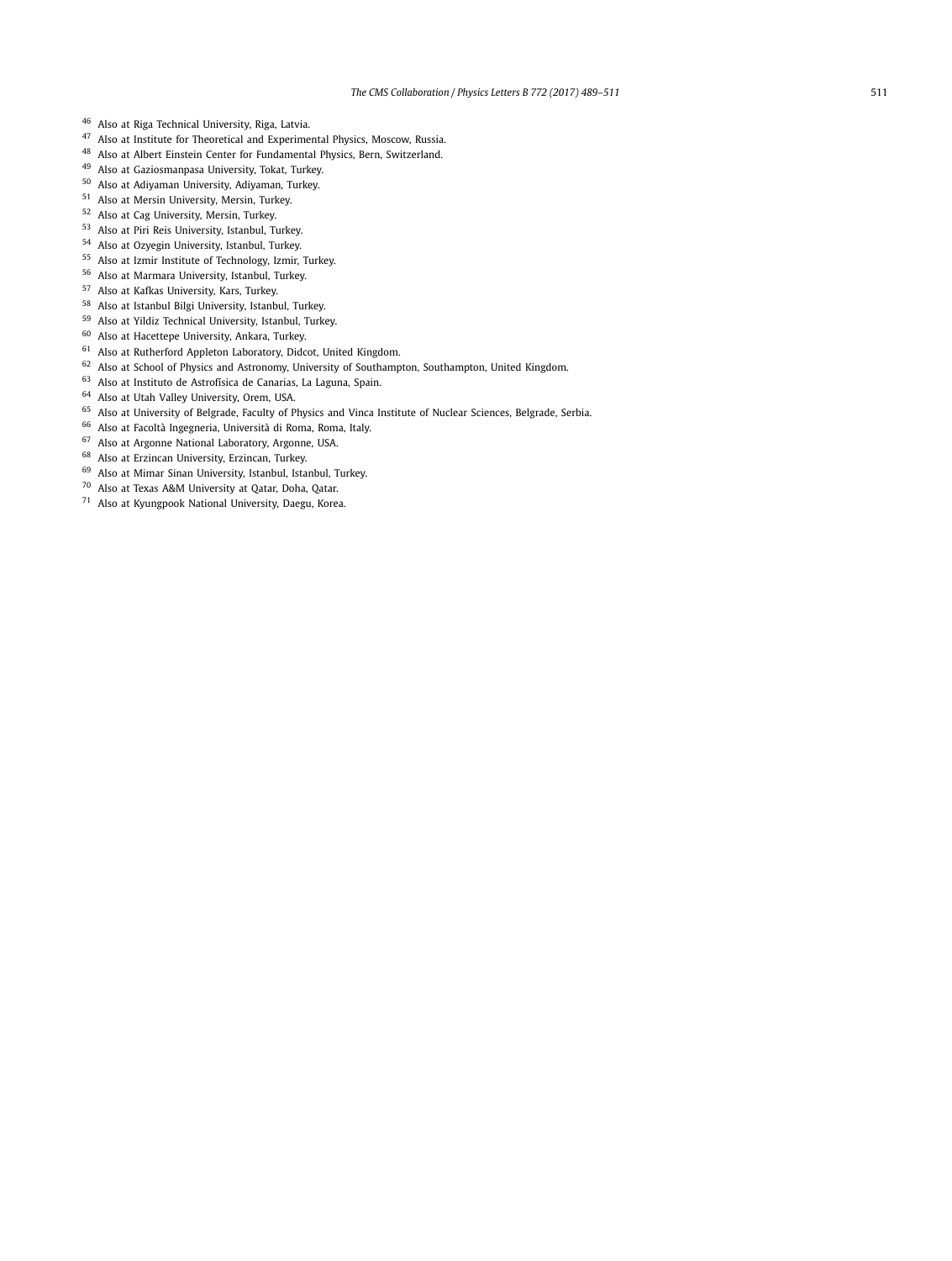[46] Also at Riga Technical University, Riga, Latvia.
[47] Also at Institute for Theoretical and Experimental Physics, Moscow, Russia.
[48] Also at Albert Einstein Center for Fundamental Physics, Bern, Switzerland.
[49] Also at Gaziosmanpasa University, Tokat, Turkey.
[50] Also at Adiyaman University, Adiyaman, Turkey.
[51] Also at Mersin University, Mersin, Turkey.
[52] Also at Cag University, Mersin, Turkey.
[53] Also at Piri Reis University, Istanbul, Turkey.
[54] Also at Ozyegin University, Istanbul, Turkey.
[55] Also at Izmir Institute of Technology, Izmir, Turkey.
[56] Also at Marmara University, Istanbul, Turkey.
[57] Also at Kafkas University, Kars, Turkey.
[58] Also at Istanbul Bilgi University, Istanbul, Turkey.
[59] Also at Yildiz Technical University, Istanbul, Turkey.
[60] Also at Hacettepe University, Ankara, Turkey.
[61] Also at Rutherford Appleton Laboratory, Didcot, United Kingdom.
[62] Also at School of Physics and Astronomy, University of Southampton, Southampton, United Kingdom.
[63] Also at Instituto de Astrofísica de Canarias, La Laguna, Spain.
[64] Also at Utah Valley University, Orem, USA.
[65] Also at University of Belgrade, Faculty of Physics and Vinca Institute of Nuclear Sciences, Belgrade, Serbia.
[66] Also at Facoltà Ingegneria, Università di Roma, Roma, Italy.
[67] Also at Argonne National Laboratory, Argonne, USA.
[68] Also at Erzincan University, Erzincan, Turkey.
[69] Also at Mimar Sinan University, Istanbul, Istanbul, Turkey.
[70] Also at Texas A&M University at Qatar, Doha, Qatar.
[71] Also at Kyungpook National University, Daegu, Korea.